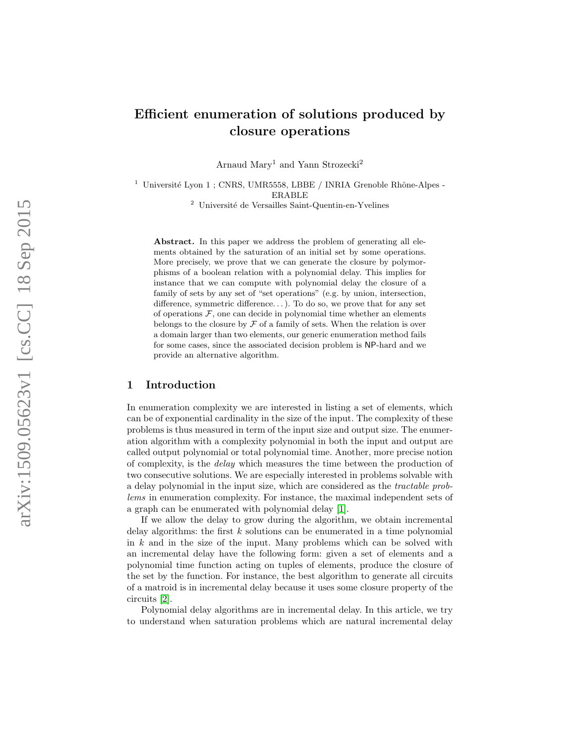# Efficient enumeration of solutions produced by closure operations

Arnaud Mary[1] and Yann Strozecki[2]

[1] Université Lyon 1 ; CNRS, UMR5558, LBBE / INRIA Grenoble Rhône-Alpes - ERABLE
[2] Université de Versailles Saint-Quentin-en-Yvelines

**Abstract.** In this paper we address the problem of generating all elements obtained by the saturation of an initial set by some operations. More precisely, we prove that we can generate the closure by polymorphisms of a boolean relation with a polynomial delay. This implies for instance that we can compute with polynomial delay the closure of a family of sets by any set of "set operations" (e.g. by union, intersection, difference, symmetric difference. . . ). To do so, we prove that for any set of operations $\mathcal{F}$, one can decide in polynomial time whether an elements belongs to the closure by $\mathcal{F}$ of a family of sets. When the relation is over a domain larger than two elements, our generic enumeration method fails for some cases, since the associated decision problem is NP-hard and we provide an alternative algorithm.

## 1 Introduction

In enumeration complexity we are interested in listing a set of elements, which can be of exponential cardinality in the size of the input. The complexity of these problems is thus measured in term of the input size and output size. The enumeration algorithm with a complexity polynomial in both the input and output are called output polynomial or total polynomial time. Another, more precise notion of complexity, is the *delay* which measures the time between the production of two consecutive solutions. We are especially interested in problems solvable with a delay polynomial in the input size, which are considered as the *tractable problems* in enumeration complexity. For instance, the maximal independent sets of a graph can be enumerated with polynomial delay [1].

If we allow the delay to grow during the algorithm, we obtain incremental delay algorithms: the first $k$ solutions can be enumerated in a time polynomial in $k$ and in the size of the input. Many problems which can be solved with an incremental delay have the following form: given a set of elements and a polynomial time function acting on tuples of elements, produce the closure of the set by the function. For instance, the best algorithm to generate all circuits of a matroid is in incremental delay because it uses some closure property of the circuits [2].

Polynomial delay algorithms are in incremental delay. In this article, we try to understand when saturation problems which are natural incremental delay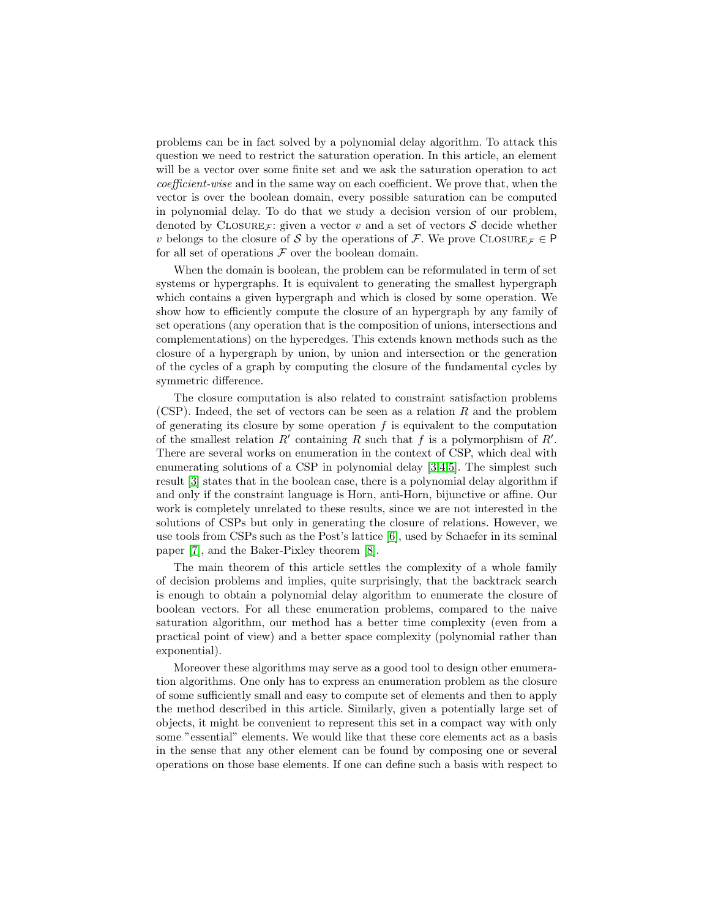problems can be in fact solved by a polynomial delay algorithm. To attack this question we need to restrict the saturation operation. In this article, an element will be a vector over some finite set and we ask the saturation operation to act *coefficient-wise* and in the same way on each coefficient. We prove that, when the vector is over the boolean domain, every possible saturation can be computed in polynomial delay. To do that we study a decision version of our problem, denoted by $\text{Closure}_{\mathcal{F}}$: given a vector $v$ and a set of vectors $\mathcal{S}$ decide whether $v$ belongs to the closure of $\mathcal{S}$ by the operations of $\mathcal{F}$. We prove $\text{Closure}_{\mathcal{F}} \in \mathsf{P}$ for all set of operations $\mathcal{F}$ over the boolean domain.

When the domain is boolean, the problem can be reformulated in term of set systems or hypergraphs. It is equivalent to generating the smallest hypergraph which contains a given hypergraph and which is closed by some operation. We show how to efficiently compute the closure of an hypergraph by any family of set operations (any operation that is the composition of unions, intersections and complementations) on the hyperedges. This extends known methods such as the closure of a hypergraph by union, by union and intersection or the generation of the cycles of a graph by computing the closure of the fundamental cycles by symmetric difference.

The closure computation is also related to constraint satisfaction problems (CSP). Indeed, the set of vectors can be seen as a relation $R$ and the problem of generating its closure by some operation $f$ is equivalent to the computation of the smallest relation $R'$ containing $R$ such that $f$ is a polymorphism of $R'$. There are several works on enumeration in the context of CSP, which deal with enumerating solutions of a CSP in polynomial delay [3,4,5]. The simplest such result [3] states that in the boolean case, there is a polynomial delay algorithm if and only if the constraint language is Horn, anti-Horn, bijunctive or affine. Our work is completely unrelated to these results, since we are not interested in the solutions of CSPs but only in generating the closure of relations. However, we use tools from CSPs such as the Post's lattice [6], used by Schaefer in its seminal paper [7], and the Baker-Pixley theorem [8].

The main theorem of this article settles the complexity of a whole family of decision problems and implies, quite surprisingly, that the backtrack search is enough to obtain a polynomial delay algorithm to enumerate the closure of boolean vectors. For all these enumeration problems, compared to the naive saturation algorithm, our method has a better time complexity (even from a practical point of view) and a better space complexity (polynomial rather than exponential).

Moreover these algorithms may serve as a good tool to design other enumeration algorithms. One only has to express an enumeration problem as the closure of some sufficiently small and easy to compute set of elements and then to apply the method described in this article. Similarly, given a potentially large set of objects, it might be convenient to represent this set in a compact way with only some "essential" elements. We would like that these core elements act as a basis in the sense that any other element can be found by composing one or several operations on those base elements. If one can define such a basis with respect to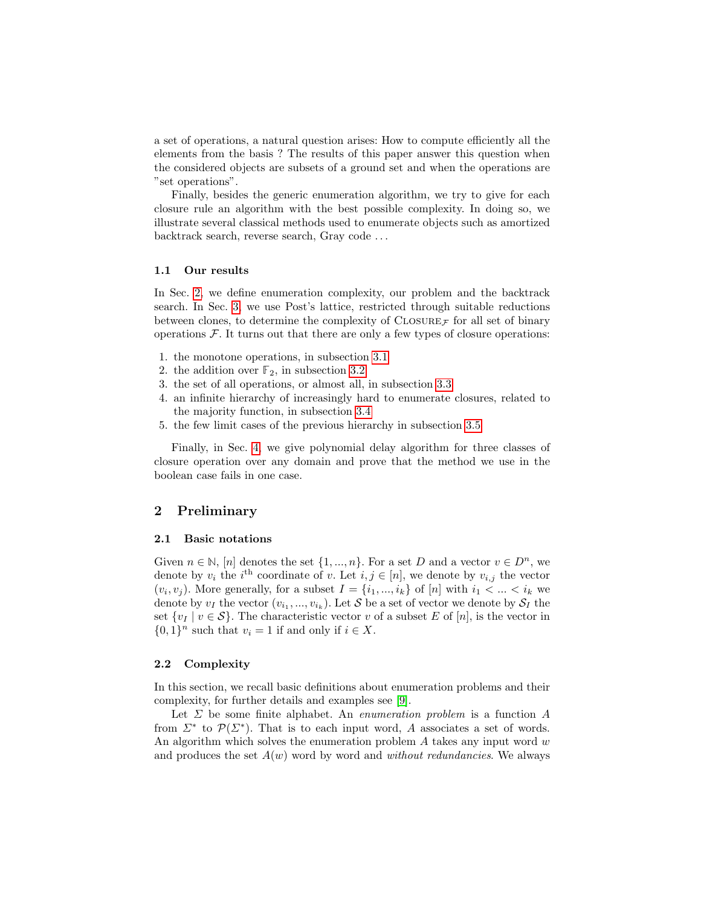a set of operations, a natural question arises: How to compute efficiently all the elements from the basis ? The results of this paper answer this question when the considered objects are subsets of a ground set and when the operations are "set operations".

Finally, besides the generic enumeration algorithm, we try to give for each closure rule an algorithm with the best possible complexity. In doing so, we illustrate several classical methods used to enumerate objects such as amortized backtrack search, reverse search, Gray code . . .

### 1.1 Our results

In Sec. 2, we define enumeration complexity, our problem and the backtrack search. In Sec. 3, we use Post's lattice, restricted through suitable reductions between clones, to determine the complexity of $\textsc{Closure}_{\mathcal{F}}$ for all set of binary operations $\mathcal{F}$. It turns out that there are only a few types of closure operations:

1. the monotone operations, in subsection 3.1
2. the addition over $\mathbb{F}_2$, in subsection 3.2
3. the set of all operations, or almost all, in subsection 3.3
4. an infinite hierarchy of increasingly hard to enumerate closures, related to the majority function, in subsection 3.4
5. the few limit cases of the previous hierarchy in subsection 3.5

Finally, in Sec. 4, we give polynomial delay algorithm for three classes of closure operation over any domain and prove that the method we use in the boolean case fails in one case.

## 2 Preliminary

### 2.1 Basic notations

Given $n \in \mathbb{N}$, $[n]$ denotes the set $\{1, ..., n\}$. For a set $D$ and a vector $v \in D^n$, we denote by $v_i$ the $i^{\text{th}}$ coordinate of $v$. Let $i, j \in [n]$, we denote by $v_{i,j}$ the vector $(v_i, v_j)$. More generally, for a subset $I = \{i_1, ..., i_k\}$ of $[n]$ with $i_1 < ... < i_k$ we denote by $v_I$ the vector $(v_{i_1}, ..., v_{i_k})$. Let $\mathcal{S}$ be a set of vector we denote by $\mathcal{S}_I$ the set $\{v_I \mid v \in \mathcal{S}\}$. The characteristic vector $v$ of a subset $E$ of $[n]$, is the vector in $\{0, 1\}^n$ such that $v_i = 1$ if and only if $i \in X$.

### 2.2 Complexity

In this section, we recall basic definitions about enumeration problems and their complexity, for further details and examples see [9].

Let $\Sigma$ be some finite alphabet. An *enumeration problem* is a function $A$ from $\Sigma^*$ to $\mathcal{P}(\Sigma^*)$. That is to each input word, $A$ associates a set of words. An algorithm which solves the enumeration problem $A$ takes any input word $w$ and produces the set $A(w)$ word by word and *without redundancies*. We always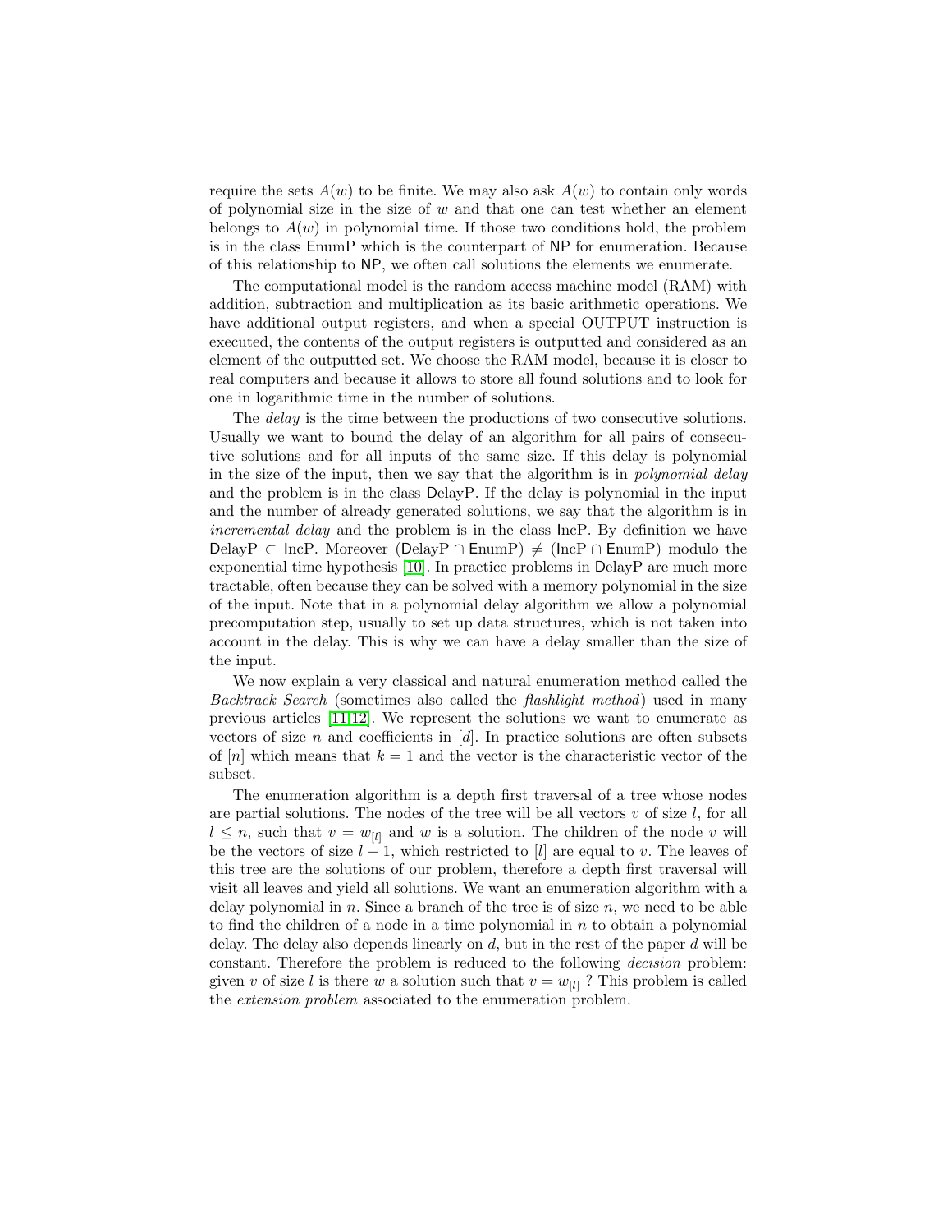require the sets $A(w)$ to be finite. We may also ask $A(w)$ to contain only words of polynomial size in the size of $w$ and that one can test whether an element belongs to $A(w)$ in polynomial time. If those two conditions hold, the problem is in the class EnumP which is the counterpart of NP for enumeration. Because of this relationship to NP, we often call solutions the elements we enumerate.

The computational model is the random access machine model (RAM) with addition, subtraction and multiplication as its basic arithmetic operations. We have additional output registers, and when a special OUTPUT instruction is executed, the contents of the output registers is outputted and considered as an element of the outputted set. We choose the RAM model, because it is closer to real computers and because it allows to store all found solutions and to look for one in logarithmic time in the number of solutions.

The *delay* is the time between the productions of two consecutive solutions. Usually we want to bound the delay of an algorithm for all pairs of consecutive solutions and for all inputs of the same size. If this delay is polynomial in the size of the input, then we say that the algorithm is in *polynomial delay* and the problem is in the class DelayP. If the delay is polynomial in the input and the number of already generated solutions, we say that the algorithm is in *incremental delay* and the problem is in the class IncP. By definition we have DelayP $\subset$ IncP. Moreover (DelayP $\cap$ EnumP) $\neq$ (IncP $\cap$ EnumP) modulo the exponential time hypothesis [10]. In practice problems in DelayP are much more tractable, often because they can be solved with a memory polynomial in the size of the input. Note that in a polynomial delay algorithm we allow a polynomial precomputation step, usually to set up data structures, which is not taken into account in the delay. This is why we can have a delay smaller than the size of the input.

We now explain a very classical and natural enumeration method called the *Backtrack Search* (sometimes also called the *flashlight method*) used in many previous articles [11,12]. We represent the solutions we want to enumerate as vectors of size $n$ and coefficients in $[d]$. In practice solutions are often subsets of $[n]$ which means that $k = 1$ and the vector is the characteristic vector of the subset.

The enumeration algorithm is a depth first traversal of a tree whose nodes are partial solutions. The nodes of the tree will be all vectors $v$ of size $l$, for all $l \leq n$, such that $v = w_{[l]}$ and $w$ is a solution. The children of the node $v$ will be the vectors of size $l + 1$, which restricted to $[l]$ are equal to $v$. The leaves of this tree are the solutions of our problem, therefore a depth first traversal will visit all leaves and yield all solutions. We want an enumeration algorithm with a delay polynomial in $n$. Since a branch of the tree is of size $n$, we need to be able to find the children of a node in a time polynomial in $n$ to obtain a polynomial delay. The delay also depends linearly on $d$, but in the rest of the paper $d$ will be constant. Therefore the problem is reduced to the following *decision* problem: given $v$ of size $l$ is there $w$ a solution such that $v = w_{[l]}$ ? This problem is called the *extension problem* associated to the enumeration problem.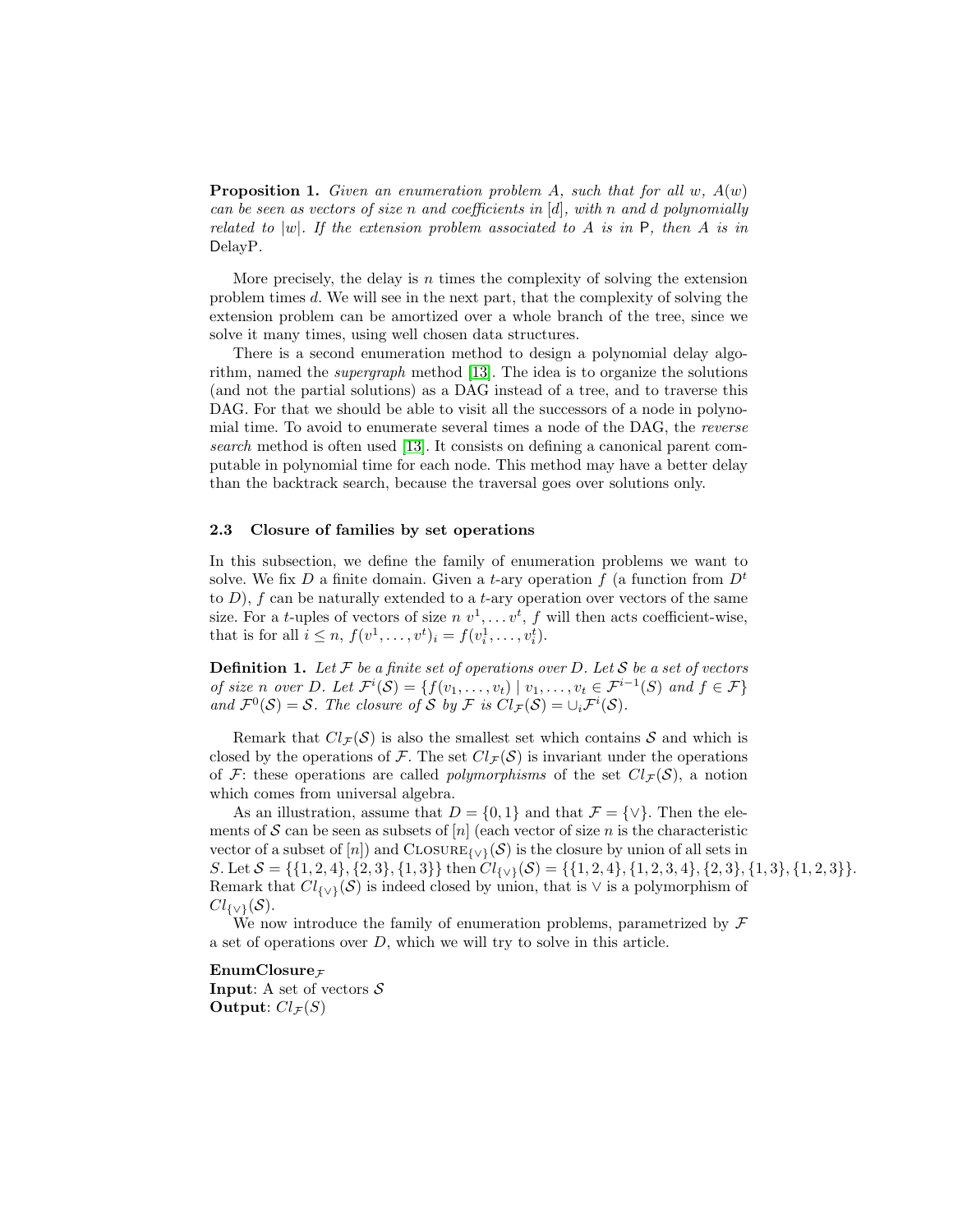**Proposition 1.** *Given an enumeration problem A, such that for all w, A(w) can be seen as vectors of size n and coefficients in [d], with n and d polynomially related to |w|. If the extension problem associated to A is in* P*, then A is in* DelayP.

More precisely, the delay is $n$ times the complexity of solving the extension problem times $d$. We will see in the next part, that the complexity of solving the extension problem can be amortized over a whole branch of the tree, since we solve it many times, using well chosen data structures.

There is a second enumeration method to design a polynomial delay algorithm, named the *supergraph* method [13]. The idea is to organize the solutions (and not the partial solutions) as a DAG instead of a tree, and to traverse this DAG. For that we should be able to visit all the successors of a node in polynomial time. To avoid to enumerate several times a node of the DAG, the *reverse search* method is often used [13]. It consists on defining a canonical parent computable in polynomial time for each node. This method may have a better delay than the backtrack search, because the traversal goes over solutions only.

### 2.3 Closure of families by set operations

In this subsection, we define the family of enumeration problems we want to solve. We fix $D$ a finite domain. Given a $t$-ary operation $f$ (a function from $D^t$ to $D$), $f$ can be naturally extended to a $t$-ary operation over vectors of the same size. For a $t$-uples of vectors of size $n$ $v^1, \dots v^t$, $f$ will then acts coefficient-wise, that is for all $i \leq n$, $f(v^1, \dots, v^t)_i = f(v^1_i, \dots, v^t_i)$.

**Definition 1.** *Let $\mathcal{F}$ be a finite set of operations over $D$. Let $\mathcal{S}$ be a set of vectors of size $n$ over $D$. Let $\mathcal{F}^i(\mathcal{S}) = \{f(v_1, \dots, v_t) \mid v_1, \dots, v_t \in \mathcal{F}^{i-1}(S) \text{ and } f \in \mathcal{F}\}$ and $\mathcal{F}^0(\mathcal{S}) = \mathcal{S}$. The closure of $\mathcal{S}$ by $\mathcal{F}$ is $Cl_{\mathcal{F}}(\mathcal{S}) = \cup_i \mathcal{F}^i(\mathcal{S})$.*

Remark that $Cl_{\mathcal{F}}(\mathcal{S})$ is also the smallest set which contains $\mathcal{S}$ and which is closed by the operations of $\mathcal{F}$. The set $Cl_{\mathcal{F}}(\mathcal{S})$ is invariant under the operations of $\mathcal{F}$: these operations are called *polymorphisms* of the set $Cl_{\mathcal{F}}(\mathcal{S})$, a notion which comes from universal algebra.

As an illustration, assume that $D = \{0, 1\}$ and that $\mathcal{F} = \{\vee\}$. Then the elements of $\mathcal{S}$ can be seen as subsets of $[n]$ (each vector of size $n$ is the characteristic vector of a subset of $[n]$) and $\textsc{Closure}_{\{\vee\}}(\mathcal{S})$ is the closure by union of all sets in $S$. Let $\mathcal{S} = \{\{1, 2, 4\}, \{2, 3\}, \{1, 3\}\}$ then $Cl_{\{\vee\}}(\mathcal{S}) = \{\{1, 2, 4\}, \{1, 2, 3, 4\}, \{2, 3\}, \{1, 3\}, \{1, 2, 3\}\}$. Remark that $Cl_{\{\vee\}}(\mathcal{S})$ is indeed closed by union, that is $\vee$ is a polymorphism of $Cl_{\{\vee\}}(\mathcal{S})$.

We now introduce the family of enumeration problems, parametrized by $\mathcal{F}$ a set of operations over $D$, which we will try to solve in this article.

**EnumClosure**$_{\mathcal{F}}$
**Input**: A set of vectors $\mathcal{S}$
**Output**: $Cl_{\mathcal{F}}(S)$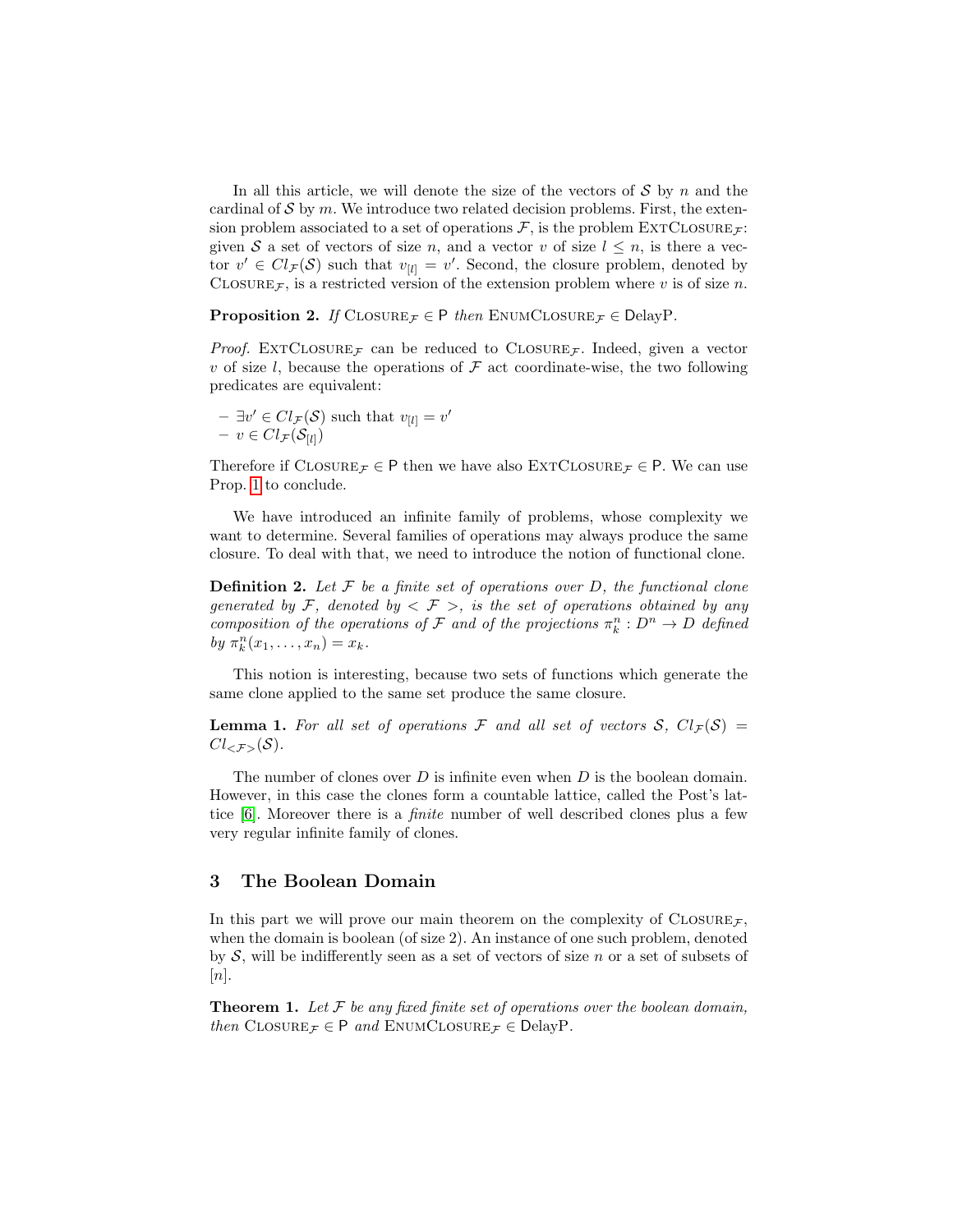In all this article, we will denote the size of the vectors of $\mathcal{S}$ by $n$ and the cardinal of $\mathcal{S}$ by $m$. We introduce two related decision problems. First, the extension problem associated to a set of operations $\mathcal{F}$, is the problem $\textsc{ExtClosure}_{\mathcal{F}}$: given $\mathcal{S}$ a set of vectors of size $n$, and a vector $v$ of size $l \leq n$, is there a vector $v' \in Cl_{\mathcal{F}}(\mathcal{S})$ such that $v_{[l]} = v'$. Second, the closure problem, denoted by $\textsc{Closure}_{\mathcal{F}}$, is a restricted version of the extension problem where $v$ is of size $n$.

**Proposition 2.** *If* $\textsc{Closure}_{\mathcal{F}} \in \mathsf{P}$ *then* $\textsc{EnumClosure}_{\mathcal{F}} \in \mathsf{DelayP}$.

*Proof.* $\textsc{ExtClosure}_{\mathcal{F}}$ can be reduced to $\textsc{Closure}_{\mathcal{F}}$. Indeed, given a vector $v$ of size $l$, because the operations of $\mathcal{F}$ act coordinate-wise, the two following predicates are equivalent:

- $\exists v' \in Cl_{\mathcal{F}}(\mathcal{S})$ such that $v_{[l]} = v'$
- $v \in Cl_{\mathcal{F}}(\mathcal{S}_{[l]})$

Therefore if $\textsc{Closure}_{\mathcal{F}} \in \mathsf{P}$ then we have also $\textsc{ExtClosure}_{\mathcal{F}} \in \mathsf{P}$. We can use Prop. 1 to conclude.

We have introduced an infinite family of problems, whose complexity we want to determine. Several families of operations may always produce the same closure. To deal with that, we need to introduce the notion of functional clone.

**Definition 2.** *Let $\mathcal{F}$ be a finite set of operations over $D$, the functional clone generated by $\mathcal{F}$, denoted by $< \mathcal{F} >$, is the set of operations obtained by any composition of the operations of $\mathcal{F}$ and of the projections $\pi^n_k : D^n \to D$ defined by $\pi^n_k(x_1, \ldots, x_n) = x_k$.*

This notion is interesting, because two sets of functions which generate the same clone applied to the same set produce the same closure.

**Lemma 1.** *For all set of operations $\mathcal{F}$ and all set of vectors $\mathcal{S}$, $Cl_{\mathcal{F}}(\mathcal{S}) = Cl_{<\mathcal{F}>}(\mathcal{S})$.*

The number of clones over $D$ is infinite even when $D$ is the boolean domain. However, in this case the clones form a countable lattice, called the Post's lattice [6]. Moreover there is a *finite* number of well described clones plus a few very regular infinite family of clones.

## 3 The Boolean Domain

In this part we will prove our main theorem on the complexity of $\textsc{Closure}_{\mathcal{F}}$, when the domain is boolean (of size 2). An instance of one such problem, denoted by $\mathcal{S}$, will be indifferently seen as a set of vectors of size $n$ or a set of subsets of $[n]$.

**Theorem 1.** *Let $\mathcal{F}$ be any fixed finite set of operations over the boolean domain, then* $\textsc{Closure}_{\mathcal{F}} \in \mathsf{P}$ *and* $\textsc{EnumClosure}_{\mathcal{F}} \in \mathsf{DelayP}$.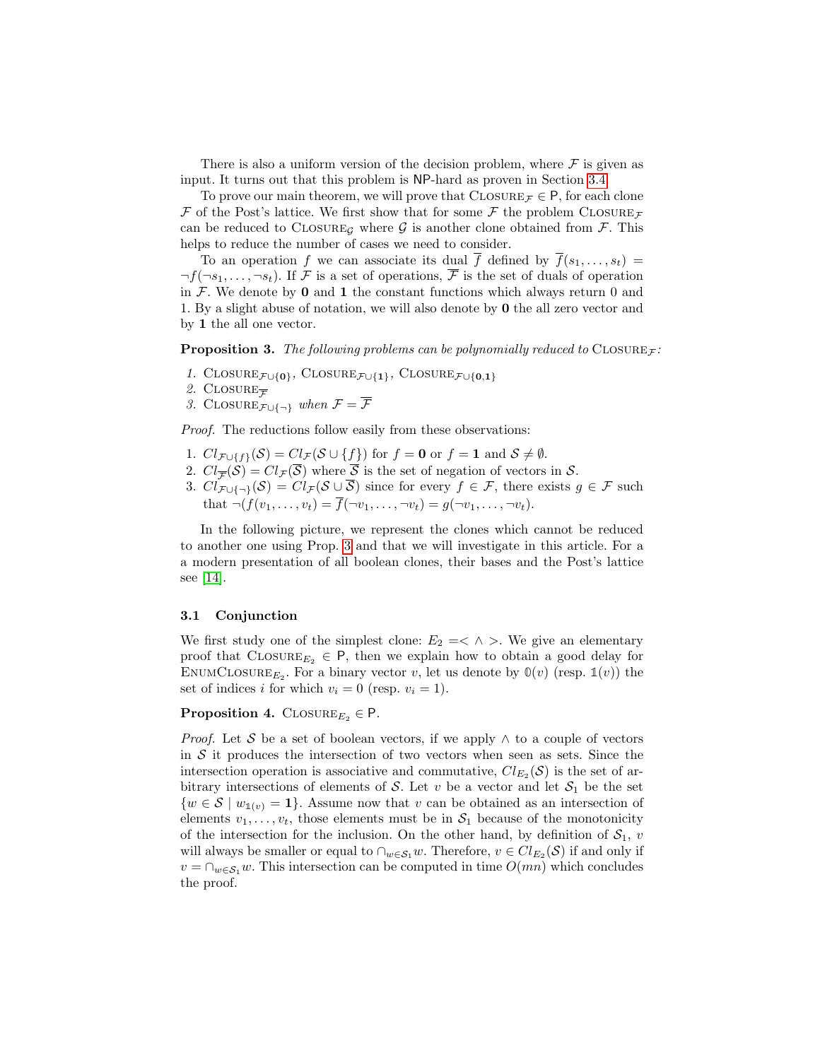There is also a uniform version of the decision problem, where $\mathcal{F}$ is given as input. It turns out that this problem is NP-hard as proven in Section 3.4.

To prove our main theorem, we will prove that $\text{Closure}_{\mathcal{F}} \in \mathsf{P}$, for each clone $\mathcal{F}$ of the Post's lattice. We first show that for some $\mathcal{F}$ the problem $\text{Closure}_{\mathcal{F}}$ can be reduced to $\text{Closure}_{\mathcal{G}}$ where $\mathcal{G}$ is another clone obtained from $\mathcal{F}$. This helps to reduce the number of cases we need to consider.

To an operation $f$ we can associate its dual $\overline{f}$ defined by $\overline{f}(s_1, \dots, s_t) = \neg f(\neg s_1, \dots, \neg s_t)$. If $\mathcal{F}$ is a set of operations, $\overline{\mathcal{F}}$ is the set of duals of operation in $\mathcal{F}$. We denote by $\mathbf{0}$ and $\mathbf{1}$ the constant functions which always return 0 and 1. By a slight abuse of notation, we will also denote by $\mathbf{0}$ the all zero vector and by $\mathbf{1}$ the all one vector.

**Proposition 3.** *The following problems can be polynomially reduced to* $\text{Closure}_{\mathcal{F}}$*:*

1. $\text{Closure}_{\mathcal{F}\cup\{\mathbf{0}\}}$, $\text{Closure}_{\mathcal{F}\cup\{\mathbf{1}\}}$, $\text{Closure}_{\mathcal{F}\cup\{\mathbf{0},\mathbf{1}\}}$
2. $\text{Closure}_{\overline{\mathcal{F}}}$
3. $\text{Closure}_{\mathcal{F}\cup\{\neg\}}$ *when* $\mathcal{F} = \overline{\mathcal{F}}$

*Proof.* The reductions follow easily from these observations:

1. $Cl_{\mathcal{F}\cup\{f\}}(\mathcal{S}) = Cl_{\mathcal{F}}(\mathcal{S} \cup \{f\})$ for $f = \mathbf{0}$ or $f = \mathbf{1}$ and $\mathcal{S} \neq \emptyset$.
2. $Cl_{\overline{\mathcal{F}}}(\mathcal{S}) = Cl_{\mathcal{F}}(\overline{\mathcal{S}})$ where $\overline{\mathcal{S}}$ is the set of negation of vectors in $\mathcal{S}$.
3. $Cl_{\mathcal{F}\cup\{\neg\}}(\mathcal{S}) = Cl_{\mathcal{F}}(\mathcal{S} \cup \overline{\mathcal{S}})$ since for every $f \in \mathcal{F}$, there exists $g \in \mathcal{F}$ such that $\neg(f(v_1, \dots, v_t) = \overline{f}(\neg v_1, \dots, \neg v_t) = g(\neg v_1, \dots, \neg v_t)$.

In the following picture, we represent the clones which cannot be reduced to another one using Prop. 3 and that we will investigate in this article. For a a modern presentation of all boolean clones, their bases and the Post's lattice see [14].

### 3.1 Conjunction

We first study one of the simplest clone: $E_2 =< \wedge >$. We give an elementary proof that $\text{Closure}_{E_2} \in \mathsf{P}$, then we explain how to obtain a good delay for $\text{EnumClosure}_{E_2}$. For a binary vector $v$, let us denote by $\mathbb{0}(v)$ (resp. $\mathbb{1}(v)$) the set of indices $i$ for which $v_i = 0$ (resp. $v_i = 1$).

**Proposition 4.** $\text{Closure}_{E_2} \in \mathsf{P}$.

*Proof.* Let $\mathcal{S}$ be a set of boolean vectors, if we apply $\wedge$ to a couple of vectors in $\mathcal{S}$ it produces the intersection of two vectors when seen as sets. Since the intersection operation is associative and commutative, $Cl_{E_2}(\mathcal{S})$ is the set of arbitrary intersections of elements of $\mathcal{S}$. Let $v$ be a vector and let $\mathcal{S}_1$ be the set $\{w \in \mathcal{S} \mid w_{\mathbb{1}(v)} = \mathbf{1}\}$. Assume now that $v$ can be obtained as an intersection of elements $v_1, \dots, v_t$, those elements must be in $\mathcal{S}_1$ because of the monotonicity of the intersection for the inclusion. On the other hand, by definition of $\mathcal{S}_1$, $v$ will always be smaller or equal to $\cap_{w \in \mathcal{S}_1} w$. Therefore, $v \in Cl_{E_2}(\mathcal{S})$ if and only if $v = \cap_{w \in \mathcal{S}_1} w$. This intersection can be computed in time $O(mn)$ which concludes the proof.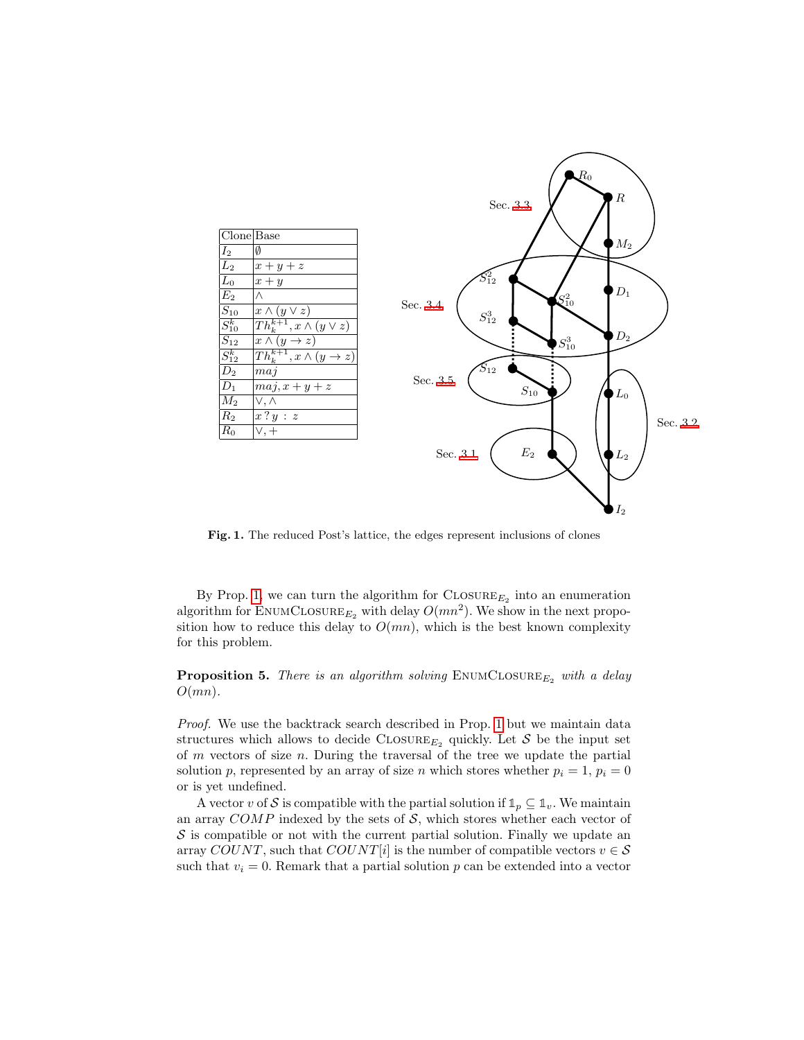| Clone | Base |
|---|---|
| $I_2$ | $\emptyset$ |
| $L_2$ | $x+y+z$ |
| $L_0$ | $x+y$ |
| $E_2$ | $\wedge$ |
| $S_{10}$ | $x \wedge (y \vee z)$ |
| $S_{10}^k$ | $Th_k^{k+1}, x \wedge (y \vee z)$ |
| $S_{12}$ | $x \wedge (y \rightarrow z)$ |
| $S_{12}^k$ | $Th_k^{k+1}, x \wedge (y \rightarrow z)$ |
| $D_2$ | $maj$ |
| $D_1$ | $maj, x+y+z$ |
| $M_2$ | $\vee, \wedge$ |
| $R_2$ | $x \,?\, y \,:\, z$ |
| $R_0$ | $\vee, +$ |

**Fig. 1.** The reduced Post's lattice, the edges represent inclusions of clones

By Prop. 1, we can turn the algorithm for $\textsc{Closure}_{E_2}$ into an enumeration algorithm for $\textsc{EnumClosure}_{E_2}$ with delay $O(mn^2)$. We show in the next proposition how to reduce this delay to $O(mn)$, which is the best known complexity for this problem.

**Proposition 5.** *There is an algorithm solving* $\textsc{EnumClosure}_{E_2}$ *with a delay* $O(mn)$.

*Proof.* We use the backtrack search described in Prop. 1 but we maintain data structures which allows to decide $\textsc{Closure}_{E_2}$ quickly. Let $\mathcal{S}$ be the input set of $m$ vectors of size $n$. During the traversal of the tree we update the partial solution $p$, represented by an array of size $n$ which stores whether $p_i = 1$, $p_i = 0$ or is yet undefined.

A vector $v$ of $\mathcal{S}$ is compatible with the partial solution if $\mathbb{1}_p \subseteq \mathbb{1}_v$. We maintain an array $COMP$ indexed by the sets of $\mathcal{S}$, which stores whether each vector of $\mathcal{S}$ is compatible or not with the current partial solution. Finally we update an array $COUNT$, such that $COUNT[i]$ is the number of compatible vectors $v \in \mathcal{S}$ such that $v_i = 0$. Remark that a partial solution $p$ can be extended into a vector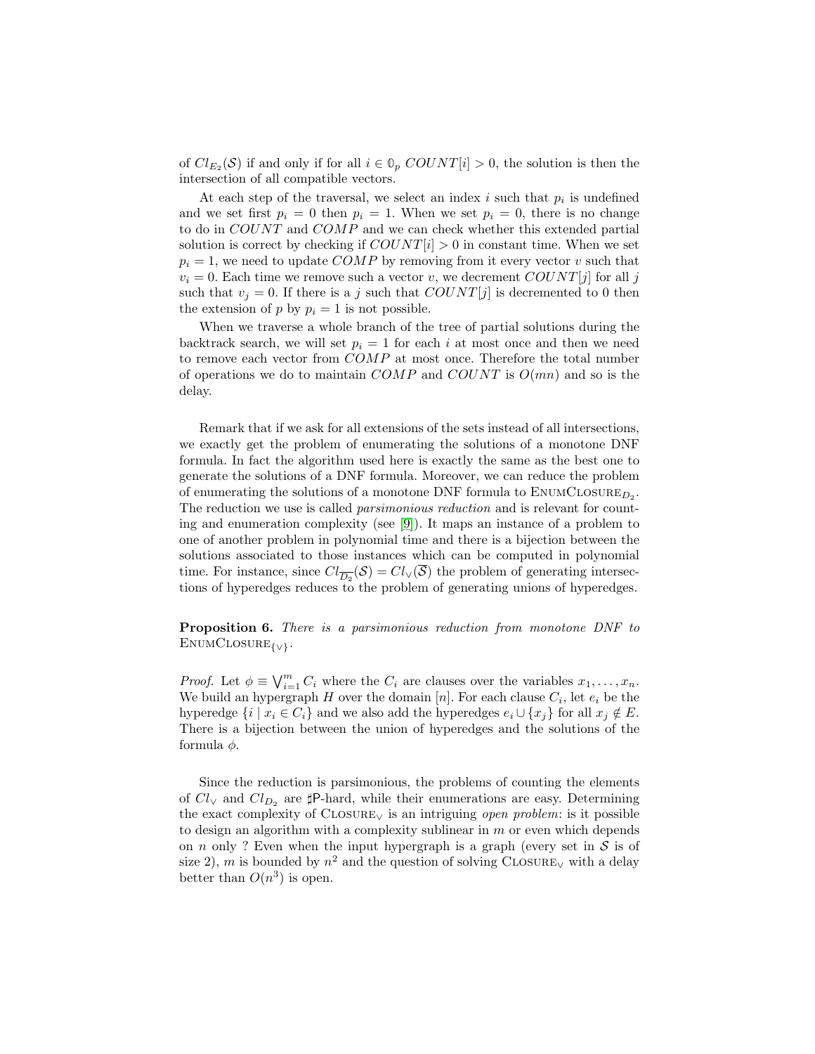of $Cl_{E_2}(\mathcal{S})$ if and only if for all $i \in \mathbb{0}_p$ $COUNT[i] > 0$, the solution is then the intersection of all compatible vectors.

At each step of the traversal, we select an index $i$ such that $p_i$ is undefined and we set first $p_i = 0$ then $p_i = 1$. When we set $p_i = 0$, there is no change to do in $COUNT$ and $COMP$ and we can check whether this extended partial solution is correct by checking if $COUNT[i] > 0$ in constant time. When we set $p_i = 1$, we need to update $COMP$ by removing from it every vector $v$ such that $v_i = 0$. Each time we remove such a vector $v$, we decrement $COUNT[j]$ for all $j$ such that $v_j = 0$. If there is a $j$ such that $COUNT[j]$ is decremented to 0 then the extension of $p$ by $p_i = 1$ is not possible.

When we traverse a whole branch of the tree of partial solutions during the backtrack search, we will set $p_i = 1$ for each $i$ at most once and then we need to remove each vector from $COMP$ at most once. Therefore the total number of operations we do to maintain $COMP$ and $COUNT$ is $O(mn)$ and so is the delay.

Remark that if we ask for all extensions of the sets instead of all intersections, we exactly get the problem of enumerating the solutions of a monotone DNF formula. In fact the algorithm used here is exactly the same as the best one to generate the solutions of a DNF formula. Moreover, we can reduce the problem of enumerating the solutions of a monotone DNF formula to $\text{EnumClosure}_{D_2}$. The reduction we use is called *parsimonious reduction* and is relevant for counting and enumeration complexity (see [9]). It maps an instance of a problem to one of another problem in polynomial time and there is a bijection between the solutions associated to those instances which can be computed in polynomial time. For instance, since $Cl_{\overline{D_2}}(\mathcal{S}) = Cl_{\vee}(\overline{\mathcal{S}})$ the problem of generating intersections of hyperedges reduces to the problem of generating unions of hyperedges.

**Proposition 6.** *There is a parsimonious reduction from monotone DNF to* $\text{EnumClosure}_{\{\vee\}}$.

*Proof.* Let $\phi \equiv \bigvee_{i=1}^{m} C_i$ where the $C_i$ are clauses over the variables $x_1, \ldots, x_n$. We build an hypergraph $H$ over the domain $[n]$. For each clause $C_i$, let $e_i$ be the hyperedge $\{i \mid x_i \in C_i\}$ and we also add the hyperedges $e_i \cup \{x_j\}$ for all $x_j \notin E$. There is a bijection between the union of hyperedges and the solutions of the formula $\phi$.

Since the reduction is parsimonious, the problems of counting the elements of $Cl_{\vee}$ and $Cl_{D_2}$ are $\sharp$P-hard, while their enumerations are easy. Determining the exact complexity of $\text{Closure}_{\vee}$ is an intriguing *open problem*: is it possible to design an algorithm with a complexity sublinear in $m$ or even which depends on $n$ only ? Even when the input hypergraph is a graph (every set in $\mathcal{S}$ is of size 2), $m$ is bounded by $n^2$ and the question of solving $\text{Closure}_{\vee}$ with a delay better than $O(n^3)$ is open.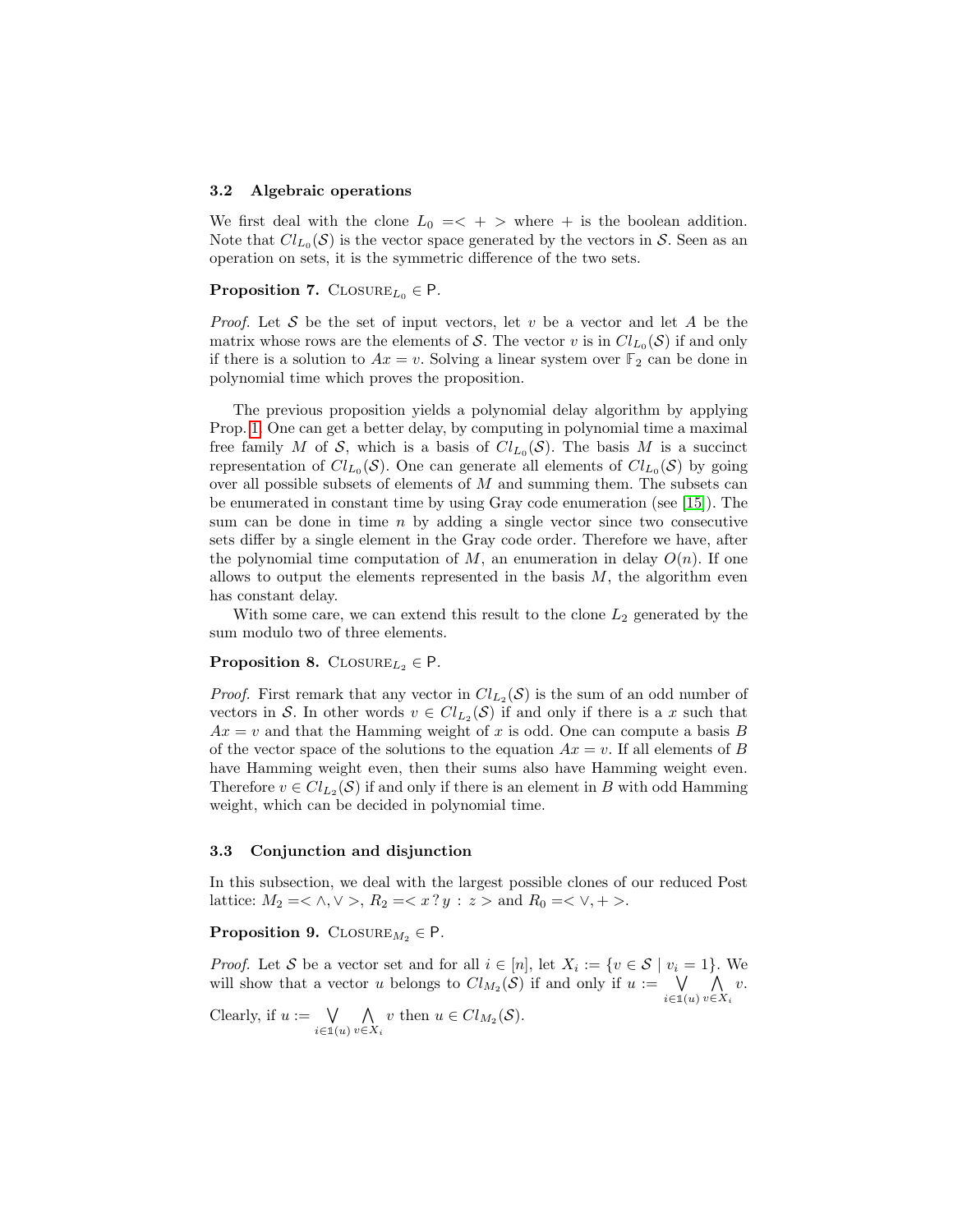### 3.2 Algebraic operations

We first deal with the clone $L_0 =< + >$ where $+$ is the boolean addition. Note that $Cl_{L_0}(\mathcal{S})$ is the vector space generated by the vectors in $\mathcal{S}$. Seen as an operation on sets, it is the symmetric difference of the two sets.

**Proposition 7.** $\text{CLOSURE}_{L_0} \in \mathsf{P}$.

*Proof.* Let $\mathcal{S}$ be the set of input vectors, let $v$ be a vector and let $A$ be the matrix whose rows are the elements of $\mathcal{S}$. The vector $v$ is in $Cl_{L_0}(\mathcal{S})$ if and only if there is a solution to $Ax = v$. Solving a linear system over $\mathbb{F}_2$ can be done in polynomial time which proves the proposition.

The previous proposition yields a polynomial delay algorithm by applying Prop. 1. One can get a better delay, by computing in polynomial time a maximal free family $M$ of $\mathcal{S}$, which is a basis of $Cl_{L_0}(\mathcal{S})$. The basis $M$ is a succinct representation of $Cl_{L_0}(\mathcal{S})$. One can generate all elements of $Cl_{L_0}(\mathcal{S})$ by going over all possible subsets of elements of $M$ and summing them. The subsets can be enumerated in constant time by using Gray code enumeration (see [15]). The sum can be done in time $n$ by adding a single vector since two consecutive sets differ by a single element in the Gray code order. Therefore we have, after the polynomial time computation of $M$, an enumeration in delay $O(n)$. If one allows to output the elements represented in the basis $M$, the algorithm even has constant delay.

With some care, we can extend this result to the clone $L_2$ generated by the sum modulo two of three elements.

**Proposition 8.** $\text{CLOSURE}_{L_2} \in \mathsf{P}$.

*Proof.* First remark that any vector in $Cl_{L_2}(\mathcal{S})$ is the sum of an odd number of vectors in $\mathcal{S}$. In other words $v \in Cl_{L_2}(\mathcal{S})$ if and only if there is a $x$ such that $Ax = v$ and that the Hamming weight of $x$ is odd. One can compute a basis $B$ of the vector space of the solutions to the equation $Ax = v$. If all elements of $B$ have Hamming weight even, then their sums also have Hamming weight even. Therefore $v \in Cl_{L_2}(\mathcal{S})$ if and only if there is an element in $B$ with odd Hamming weight, which can be decided in polynomial time.

### 3.3 Conjunction and disjunction

In this subsection, we deal with the largest possible clones of our reduced Post lattice: $M_2 =< \wedge, \vee >$, $R_2 =< x \,?\, y \,:\, z >$ and $R_0 =< \vee, + >$.

**Proposition 9.** $\text{CLOSURE}_{M_2} \in \mathsf{P}$.

*Proof.* Let $\mathcal{S}$ be a vector set and for all $i \in [n]$, let $X_i := \{v \in \mathcal{S} \mid v_i = 1\}$. We will show that a vector $u$ belongs to $Cl_{M_2}(\mathcal{S})$ if and only if $u := \bigvee_{i \in \mathbb{1}(u)} \bigwedge_{v \in X_i} v$.

Clearly, if $u := \bigvee_{i \in \mathbb{1}(u)} \bigwedge_{v \in X_i} v$ then $u \in Cl_{M_2}(\mathcal{S})$.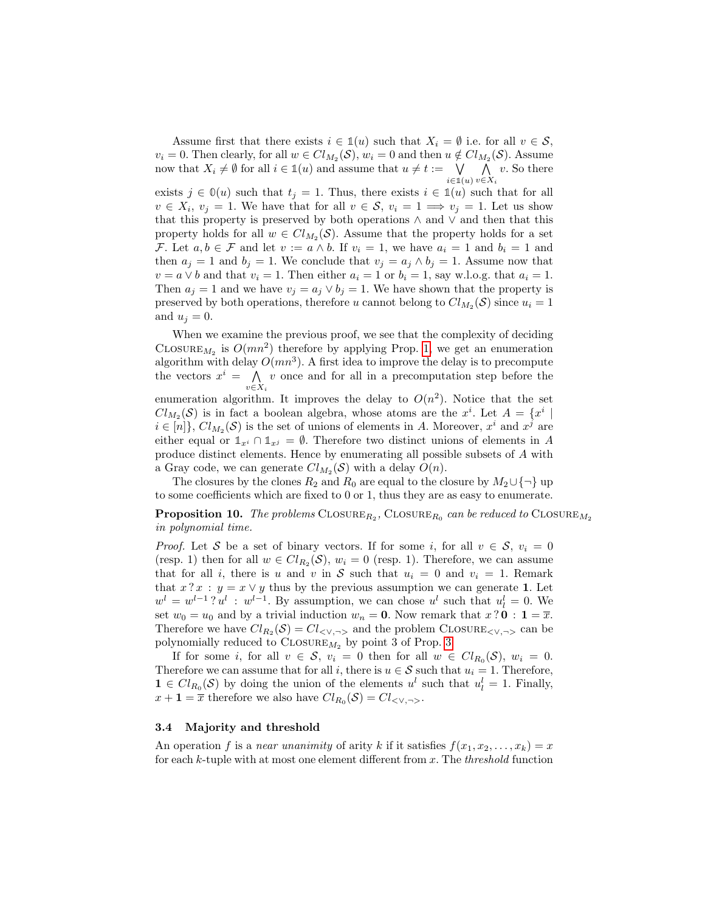Assume first that there exists $i \in \mathbb{1}(u)$ such that $X_i = \emptyset$ i.e. for all $v \in \mathcal{S}$, $v_i = 0$. Then clearly, for all $w \in Cl_{M_2}(\mathcal{S})$, $w_i = 0$ and then $u \notin Cl_{M_2}(\mathcal{S})$. Assume now that $X_i \neq \emptyset$ for all $i \in \mathbb{1}(u)$ and assume that $u \neq t := \bigvee_{i \in \mathbb{1}(u)} \bigwedge_{v \in X_i} v$. So there exists $j \in \mathbb{0}(u)$ such that $t_j = 1$. Thus, there exists $i \in \mathbb{1}(u)$ such that for all $v \in X_i$, $v_j = 1$. We have that for all $v \in \mathcal{S}$, $v_i = 1 \implies v_j = 1$. Let us show that this property is preserved by both operations $\wedge$ and $\vee$ and then that this property holds for all $w \in Cl_{M_2}(\mathcal{S})$. Assume that the property holds for a set $\mathcal{F}$. Let $a, b \in \mathcal{F}$ and let $v := a \wedge b$. If $v_i = 1$, we have $a_i = 1$ and $b_i = 1$ and then $a_j = 1$ and $b_j = 1$. We conclude that $v_j = a_j \wedge b_j = 1$. Assume now that $v = a \vee b$ and that $v_i = 1$. Then either $a_i = 1$ or $b_i = 1$, say w.l.o.g. that $a_i = 1$. Then $a_j = 1$ and we have $v_j = a_j \vee b_j = 1$. We have shown that the property is preserved by both operations, therefore $u$ cannot belong to $Cl_{M_2}(\mathcal{S})$ since $u_i = 1$ and $u_j = 0$.

When we examine the previous proof, we see that the complexity of deciding $\text{CLOSURE}_{M_2}$ is $O(mn^2)$ therefore by applying Prop. 1, we get an enumeration algorithm with delay $O(mn^3)$. A first idea to improve the delay is to precompute the vectors $x^i = \bigwedge_{v \in X_i} v$ once and for all in a precomputation step before the enumeration algorithm. It improves the delay to $O(n^2)$. Notice that the set $Cl_{M_2}(\mathcal{S})$ is in fact a boolean algebra, whose atoms are the $x^i$. Let $A = \{x^i \mid i \in [n]\}$, $Cl_{M_2}(\mathcal{S})$ is the set of unions of elements in $A$. Moreover, $x^i$ and $x^j$ are either equal or $\mathbb{1}_{x^i} \cap \mathbb{1}_{x^j} = \emptyset$. Therefore two distinct unions of elements in $A$ produce distinct elements. Hence by enumerating all possible subsets of $A$ with a Gray code, we can generate $Cl_{M_2}(\mathcal{S})$ with a delay $O(n)$.

The closures by the clones $R_2$ and $R_0$ are equal to the closure by $M_2 \cup \{\neg\}$ up to some coefficients which are fixed to 0 or 1, thus they are as easy to enumerate.

**Proposition 10.** *The problems* $\text{CLOSURE}_{R_2}$, $\text{CLOSURE}_{R_0}$ *can be reduced to* $\text{CLOSURE}_{M_2}$ *in polynomial time.*

*Proof.* Let $\mathcal{S}$ be a set of binary vectors. If for some $i$, for all $v \in \mathcal{S}$, $v_i = 0$ (resp. 1) then for all $w \in Cl_{R_2}(\mathcal{S})$, $w_i = 0$ (resp. 1). Therefore, we can assume that for all $i$, there is $u$ and $v$ in $\mathcal{S}$ such that $u_i = 0$ and $v_i = 1$. Remark that $x \,?\, x : y = x \vee y$ thus by the previous assumption we can generate $\mathbf{1}$. Let $w^l = w^{l-1} \,?\, u^l : w^{l-1}$. By assumption, we can chose $u^l$ such that $u^l_l = 0$. We set $w_0 = u_0$ and by a trivial induction $w_n = \mathbf{0}$. Now remark that $x \,?\, \mathbf{0} : \mathbf{1} = \overline{x}$. Therefore we have $Cl_{R_2}(\mathcal{S}) = Cl_{<\vee,\neg>}$ and the problem $\text{CLOSURE}_{<\vee,\neg>}$ can be polynomially reduced to $\text{CLOSURE}_{M_2}$ by point 3 of Prop. 3.

If for some $i$, for all $v \in \mathcal{S}$, $v_i = 0$ then for all $w \in Cl_{R_0}(\mathcal{S})$, $w_i = 0$. Therefore we can assume that for all $i$, there is $u \in \mathcal{S}$ such that $u_i = 1$. Therefore, $\mathbf{1} \in Cl_{R_0}(\mathcal{S})$ by doing the union of the elements $u^l$ such that $u^l_l = 1$. Finally, $x + \mathbf{1} = \overline{x}$ therefore we also have $Cl_{R_0}(\mathcal{S}) = Cl_{<\vee,\neg>}$.

### 3.4 Majority and threshold

An operation $f$ is a *near unanimity* of arity $k$ if it satisfies $f(x_1, x_2, \ldots, x_k) = x$ for each $k$-tuple with at most one element different from $x$. The *threshold* function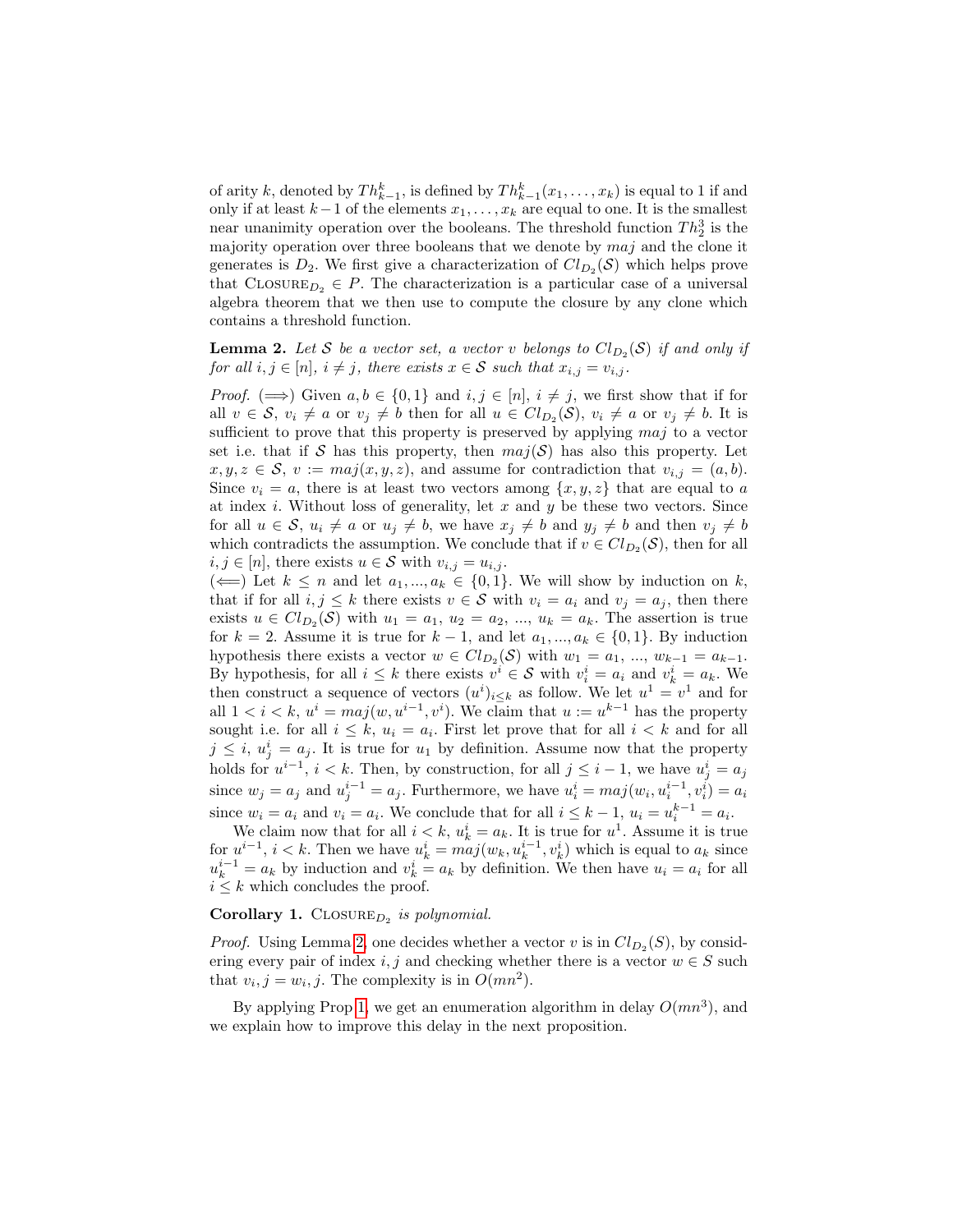of arity $k$, denoted by $Th^k_{k-1}$, is defined by $Th^k_{k-1}(x_1, \dots, x_k)$ is equal to 1 if and only if at least $k-1$ of the elements $x_1, \dots, x_k$ are equal to one. It is the smallest near unanimity operation over the booleans. The threshold function $Th^3_2$ is the majority operation over three booleans that we denote by $maj$ and the clone it generates is $D_2$. We first give a characterization of $Cl_{D_2}(\mathcal{S})$ which helps prove that $\text{CLOSURE}_{D_2} \in P$. The characterization is a particular case of a universal algebra theorem that we then use to compute the closure by any clone which contains a threshold function.

**Lemma 2.** *Let $\mathcal{S}$ be a vector set, a vector $v$ belongs to $Cl_{D_2}(\mathcal{S})$ if and only if for all $i, j \in [n]$, $i \neq j$, there exists $x \in \mathcal{S}$ such that $x_{i,j} = v_{i,j}$.*

*Proof.* ($\Longrightarrow$) Given $a, b \in \{0, 1\}$ and $i, j \in [n]$, $i \neq j$, we first show that if for all $v \in \mathcal{S}$, $v_i \neq a$ or $v_j \neq b$ then for all $u \in Cl_{D_2}(\mathcal{S})$, $v_i \neq a$ or $v_j \neq b$. It is sufficient to prove that this property is preserved by applying $maj$ to a vector set i.e. that if $\mathcal{S}$ has this property, then $maj(\mathcal{S})$ has also this property. Let $x, y, z \in \mathcal{S}$, $v := maj(x, y, z)$, and assume for contradiction that $v_{i,j} = (a, b)$. Since $v_i = a$, there is at least two vectors among $\{x, y, z\}$ that are equal to $a$ at index $i$. Without loss of generality, let $x$ and $y$ be these two vectors. Since for all $u \in \mathcal{S}$, $u_i \neq a$ or $u_j \neq b$, we have $x_j \neq b$ and $y_j \neq b$ and then $v_j \neq b$ which contradicts the assumption. We conclude that if $v \in Cl_{D_2}(\mathcal{S})$, then for all $i, j \in [n]$, there exists $u \in \mathcal{S}$ with $v_{i,j} = u_{i,j}$.
($\Longleftarrow$) Let $k \leq n$ and let $a_1, ..., a_k \in \{0, 1\}$. We will show by induction on $k$, that if for all $i, j \leq k$ there exists $v \in \mathcal{S}$ with $v_i = a_i$ and $v_j = a_j$, then there exists $u \in Cl_{D_2}(\mathcal{S})$ with $u_1 = a_1$, $u_2 = a_2$, ..., $u_k = a_k$. The assertion is true for $k = 2$. Assume it is true for $k-1$, and let $a_1, ..., a_k \in \{0, 1\}$. By induction hypothesis there exists a vector $w \in Cl_{D_2}(\mathcal{S})$ with $w_1 = a_1$, ..., $w_{k-1} = a_{k-1}$. By hypothesis, for all $i \leq k$ there exists $v^i \in \mathcal{S}$ with $v^i_i = a_i$ and $v^i_k = a_k$. We then construct a sequence of vectors $(u^i)_{i \leq k}$ as follow. We let $u^1 = v^1$ and for all $1 < i < k$, $u^i = maj(w, u^{i-1}, v^i)$. We claim that $u := u^{k-1}$ has the property sought i.e. for all $i \leq k$, $u_i = a_i$. First let prove that for all $i < k$ and for all $j \leq i$, $u^i_j = a_j$. It is true for $u_1$ by definition. Assume now that the property holds for $u^{i-1}$, $i < k$. Then, by construction, for all $j \leq i-1$, we have $u^i_j = a_j$ since $w_j = a_j$ and $u^{i-1}_j = a_j$. Furthermore, we have $u^i_i = maj(w_i, u^{i-1}_i, v^i_i) = a_i$ since $w_i = a_i$ and $v_i = a_i$. We conclude that for all $i \leq k-1$, $u_i = u^{k-1}_i = a_i$.

We claim now that for all $i < k$, $u^i_k = a_k$. It is true for $u^1$. Assume it is true for $u^{i-1}$, $i < k$. Then we have $u^i_k = maj(w_k, u^{i-1}_k, v^i_k)$ which is equal to $a_k$ since $u^{i-1}_k = a_k$ by induction and $v^i_k = a_k$ by definition. We then have $u_i = a_i$ for all $i \leq k$ which concludes the proof.

**Corollary 1.** $\text{CLOSURE}_{D_2}$ *is polynomial.*

*Proof.* Using Lemma 2, one decides whether a vector $v$ is in $Cl_{D_2}(S)$, by considering every pair of index $i, j$ and checking whether there is a vector $w \in S$ such that $v_i, j = w_i, j$. The complexity is in $O(mn^2)$.

By applying Prop 1, we get an enumeration algorithm in delay $O(mn^3)$, and we explain how to improve this delay in the next proposition.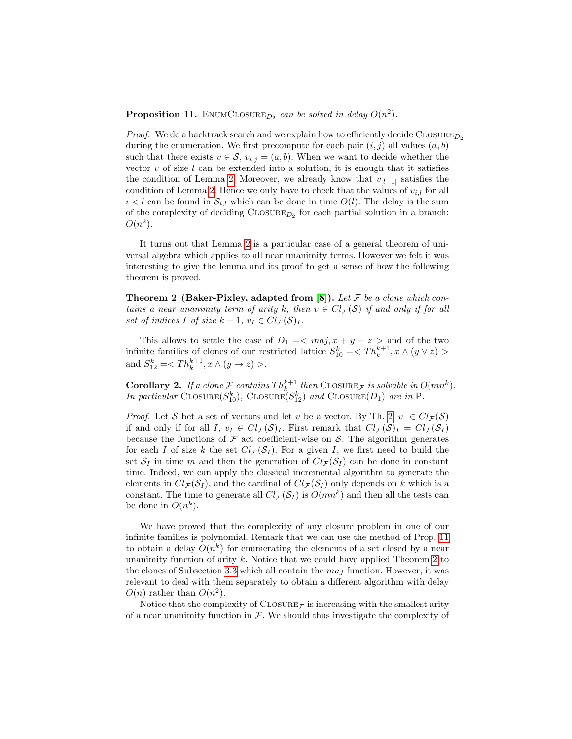**Proposition 11.** $\text{EnumClosure}_{D_2}$ *can be solved in delay* $O(n^2)$.

*Proof.* We do a backtrack search and we explain how to efficiently decide $\text{Closure}_{D_2}$ during the enumeration. We first precompute for each pair $(i, j)$ all values $(a, b)$ such that there exists $v \in \mathcal{S}$, $v_{i,j} = (a, b)$. When we want to decide whether the vector $v$ of size $l$ can be extended into a solution, it is enough that it satisfies the condition of Lemma 2. Moreover, we already know that $v_{[l-1]}$ satisfies the condition of Lemma 2. Hence we only have to check that the values of $v_{i,l}$ for all $i < l$ can be found in $\mathcal{S}_{i,l}$ which can be done in time $O(l)$. The delay is the sum of the complexity of deciding $\text{Closure}_{D_2}$ for each partial solution in a branch: $O(n^2)$.

It turns out that Lemma 2 is a particular case of a general theorem of universal algebra which applies to all near unanimity terms. However we felt it was interesting to give the lemma and its proof to get a sense of how the following theorem is proved.

**Theorem 2 (Baker-Pixley, adapted from [8]).** *Let* $\mathcal{F}$ *be a clone which contains a near unanimity term of arity* $k$*, then* $v \in Cl_{\mathcal{F}}(\mathcal{S})$ *if and only if for all set of indices* $I$ *of size* $k-1$*,* $v_I \in Cl_{\mathcal{F}}(\mathcal{S})_I$*.*

This allows to settle the case of $D_1 =< maj, x + y + z >$ and of the two infinite families of clones of our restricted lattice $S_{10}^k =< Th_k^{k+1}, x \wedge (y \vee z) >$ and $S_{12}^k =< Th_k^{k+1}, x \wedge (y \rightarrow z) >$.

**Corollary 2.** *If a clone* $\mathcal{F}$ *contains* $Th_k^{k+1}$ *then* $\text{Closure}_{\mathcal{F}}$ *is solvable in* $O(mn^k)$*. In particular* $\text{Closure}(S_{10}^k)$*,* $\text{Closure}(S_{12}^k)$ *and* $\text{Closure}(D_1)$ *are in* $\mathsf{P}$*.*

*Proof.* Let $\mathcal{S}$ bet a set of vectors and let $v$ be a vector. By Th. 2, $v \in Cl_{\mathcal{F}}(\mathcal{S})$ if and only if for all $I$, $v_I \in Cl_{\mathcal{F}}(\mathcal{S})_I$. First remark that $Cl_{\mathcal{F}}(\mathcal{S})_I = Cl_{\mathcal{F}}(\mathcal{S}_I)$ because the functions of $\mathcal{F}$ act coefficient-wise on $\mathcal{S}$. The algorithm generates for each $I$ of size $k$ the set $Cl_{\mathcal{F}}(\mathcal{S}_I)$. For a given $I$, we first need to build the set $\mathcal{S}_I$ in time $m$ and then the generation of $Cl_{\mathcal{F}}(\mathcal{S}_I)$ can be done in constant time. Indeed, we can apply the classical incremental algorithm to generate the elements in $Cl_{\mathcal{F}}(\mathcal{S}_I)$, and the cardinal of $Cl_{\mathcal{F}}(\mathcal{S}_I)$ only depends on $k$ which is a constant. The time to generate all $Cl_{\mathcal{F}}(\mathcal{S}_I)$ is $O(mn^k)$ and then all the tests can be done in $O(n^k)$.

We have proved that the complexity of any closure problem in one of our infinite families is polynomial. Remark that we can use the method of Prop. 11 to obtain a delay $O(n^k)$ for enumerating the elements of a set closed by a near unanimity function of arity $k$. Notice that we could have applied Theorem 2 to the clones of Subsection 3.3 which all contain the $maj$ function. However, it was relevant to deal with them separately to obtain a different algorithm with delay $O(n)$ rather than $O(n^2)$.

Notice that the complexity of $\text{Closure}_{\mathcal{F}}$ is increasing with the smallest arity of a near unanimity function in $\mathcal{F}$. We should thus investigate the complexity of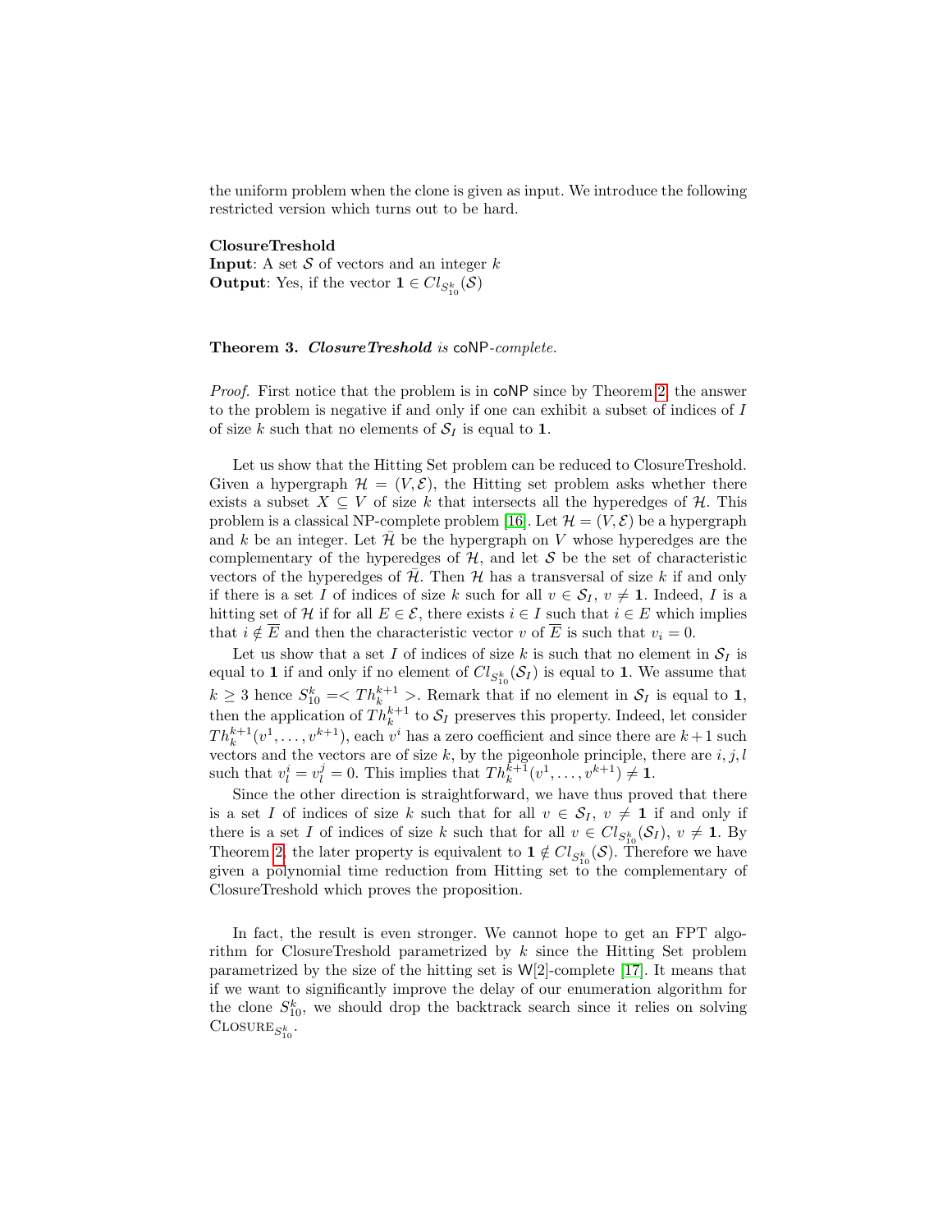the uniform problem when the clone is given as input. We introduce the following restricted version which turns out to be hard.

**ClosureTreshold**
**Input**: A set $\mathcal{S}$ of vectors and an integer $k$
**Output**: Yes, if the vector $\mathbf{1} \in Cl_{S_{10}^k}(\mathcal{S})$

**Theorem 3.** ***ClosureTreshold*** *is* coNP*-complete.*

*Proof.* First notice that the problem is in coNP since by Theorem 2, the answer to the problem is negative if and only if one can exhibit a subset of indices of $I$ of size $k$ such that no elements of $\mathcal{S}_I$ is equal to $\mathbf{1}$.

Let us show that the Hitting Set problem can be reduced to ClosureTreshold. Given a hypergraph $\mathcal{H} = (V, \mathcal{E})$, the Hitting set problem asks whether there exists a subset $X \subseteq V$ of size $k$ that intersects all the hyperedges of $\mathcal{H}$. This problem is a classical NP-complete problem [16]. Let $\mathcal{H} = (V, \mathcal{E})$ be a hypergraph and $k$ be an integer. Let $\bar{\mathcal{H}}$ be the hypergraph on $V$ whose hyperedges are the complementary of the hyperedges of $\mathcal{H}$, and let $\mathcal{S}$ be the set of characteristic vectors of the hyperedges of $\bar{\mathcal{H}}$. Then $\mathcal{H}$ has a transversal of size $k$ if and only if there is a set $I$ of indices of size $k$ such for all $v \in \mathcal{S}_I$, $v \neq \mathbf{1}$. Indeed, $I$ is a hitting set of $\mathcal{H}$ if for all $E \in \mathcal{E}$, there exists $i \in I$ such that $i \in E$ which implies that $i \notin \overline{E}$ and then the characteristic vector $v$ of $\overline{E}$ is such that $v_i = 0$.

Let us show that a set $I$ of indices of size $k$ is such that no element in $\mathcal{S}_I$ is equal to $\mathbf{1}$ if and only if no element of $Cl_{S_{10}^k}(\mathcal{S}_I)$ is equal to $\mathbf{1}$. We assume that $k \geq 3$ hence $S_{10}^k =< Th_k^{k+1} >$. Remark that if no element in $\mathcal{S}_I$ is equal to $\mathbf{1}$, then the application of $Th_k^{k+1}$ to $\mathcal{S}_I$ preserves this property. Indeed, let consider $Th_k^{k+1}(v^1, \ldots, v^{k+1})$, each $v^i$ has a zero coefficient and since there are $k+1$ such vectors and the vectors are of size $k$, by the pigeonhole principle, there are $i, j, l$ such that $v_l^i = v_l^j = 0$. This implies that $Th_k^{k+1}(v^1, \ldots, v^{k+1}) \neq \mathbf{1}$.

Since the other direction is straightforward, we have thus proved that there is a set $I$ of indices of size $k$ such that for all $v \in \mathcal{S}_I$, $v \neq \mathbf{1}$ if and only if there is a set $I$ of indices of size $k$ such that for all $v \in Cl_{S_{10}^k}(\mathcal{S}_I)$, $v \neq \mathbf{1}$. By Theorem 2, the later property is equivalent to $\mathbf{1} \notin Cl_{S_{10}^k}(\mathcal{S})$. Therefore we have given a polynomial time reduction from Hitting set to the complementary of ClosureTreshold which proves the proposition.

In fact, the result is even stronger. We cannot hope to get an FPT algorithm for ClosureTreshold parametrized by $k$ since the Hitting Set problem parametrized by the size of the hitting set is W[2]-complete [17]. It means that if we want to significantly improve the delay of our enumeration algorithm for the clone $S_{10}^k$, we should drop the backtrack search since it relies on solving $\text{Closure}_{S_{10}^k}$.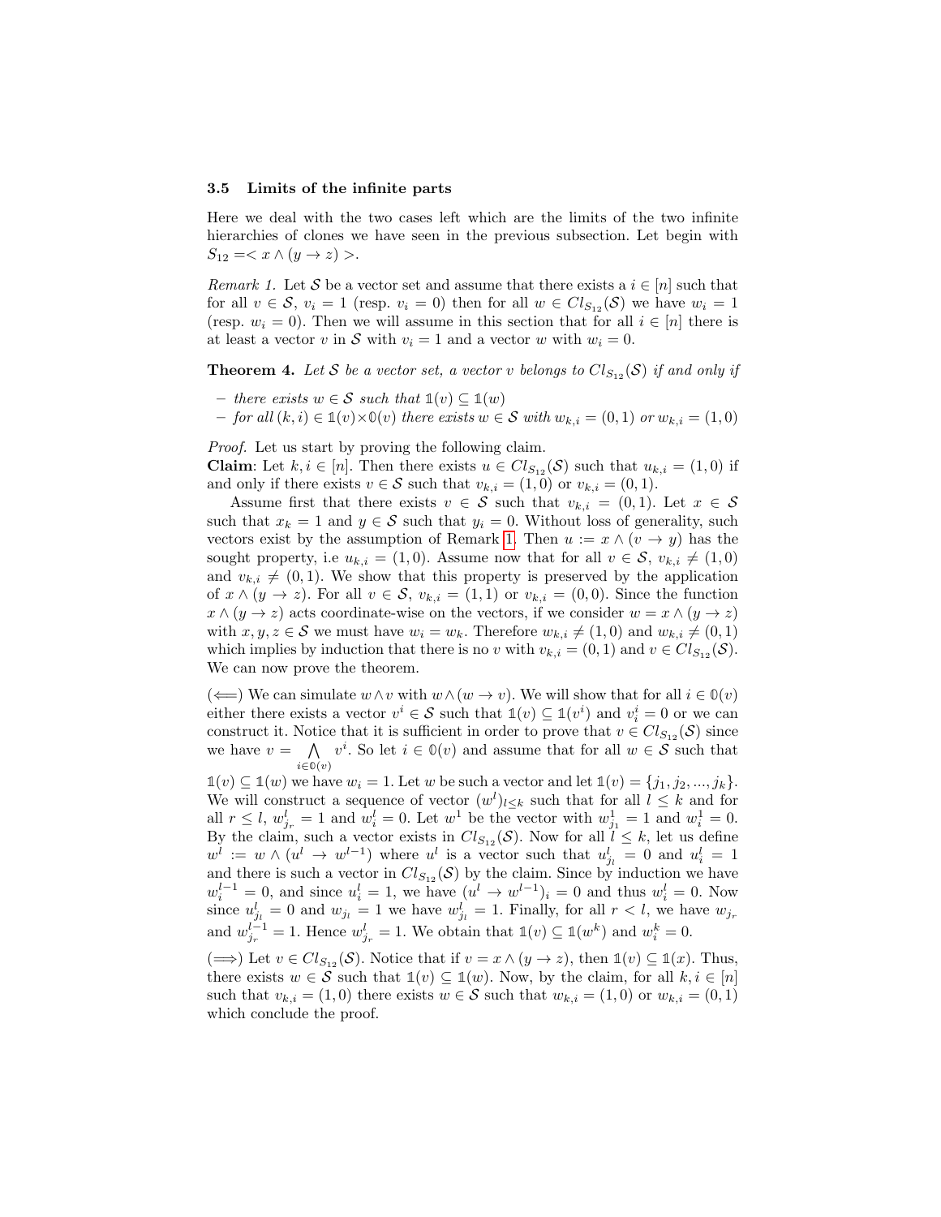### 3.5 Limits of the infinite parts

Here we deal with the two cases left which are the limits of the two infinite hierarchies of clones we have seen in the previous subsection. Let begin with $S_{12} =< x \wedge (y \to z) >$.

*Remark 1.* Let $\mathcal{S}$ be a vector set and assume that there exists a $i \in [n]$ such that for all $v \in \mathcal{S}$, $v_i = 1$ (resp. $v_i = 0$) then for all $w \in Cl_{S_{12}}(\mathcal{S})$ we have $w_i = 1$ (resp. $w_i = 0$). Then we will assume in this section that for all $i \in [n]$ there is at least a vector $v$ in $\mathcal{S}$ with $v_i = 1$ and a vector $w$ with $w_i = 0$.

**Theorem 4.** *Let $\mathcal{S}$ be a vector set, a vector $v$ belongs to $Cl_{S_{12}}(\mathcal{S})$ if and only if*

- *there exists $w \in \mathcal{S}$ such that $\mathbb{1}(v) \subseteq \mathbb{1}(w)$*
- *for all $(k, i) \in \mathbb{1}(v) \times \mathbb{0}(v)$ there exists $w \in \mathcal{S}$ with $w_{k,i} = (0, 1)$ or $w_{k,i} = (1, 0)$*

*Proof.* Let us start by proving the following claim.
**Claim**: Let $k, i \in [n]$. Then there exists $u \in Cl_{S_{12}}(\mathcal{S})$ such that $u_{k,i} = (1, 0)$ if and only if there exists $v \in \mathcal{S}$ such that $v_{k,i} = (1, 0)$ or $v_{k,i} = (0, 1)$.

Assume first that there exists $v \in \mathcal{S}$ such that $v_{k,i} = (0, 1)$. Let $x \in \mathcal{S}$ such that $x_k = 1$ and $y \in \mathcal{S}$ such that $y_i = 0$. Without loss of generality, such vectors exist by the assumption of Remark 1. Then $u := x \wedge (v \to y)$ has the sought property, i.e $u_{k,i} = (1, 0)$. Assume now that for all $v \in \mathcal{S}$, $v_{k,i} \neq (1, 0)$ and $v_{k,i} \neq (0, 1)$. We show that this property is preserved by the application of $x \wedge (y \to z)$. For all $v \in \mathcal{S}$, $v_{k,i} = (1, 1)$ or $v_{k,i} = (0, 0)$. Since the function $x \wedge (y \to z)$ acts coordinate-wise on the vectors, if we consider $w = x \wedge (y \to z)$ with $x, y, z \in \mathcal{S}$ we must have $w_i = w_k$. Therefore $w_{k,i} \neq (1, 0)$ and $w_{k,i} \neq (0, 1)$ which implies by induction that there is no $v$ with $v_{k,i} = (0, 1)$ and $v \in Cl_{S_{12}}(\mathcal{S})$. We can now prove the theorem.

($\Longleftarrow$) We can simulate $w \wedge v$ with $w \wedge (w \to v)$. We will show that for all $i \in \mathbb{0}(v)$ either there exists a vector $v^i \in \mathcal{S}$ such that $\mathbb{1}(v) \subseteq \mathbb{1}(v^i)$ and $v^i_i = 0$ or we can construct it. Notice that it is sufficient in order to prove that $v \in Cl_{S_{12}}(\mathcal{S})$ since we have $v = \bigwedge_{i \in \mathbb{0}(v)} v^i$. So let $i \in \mathbb{0}(v)$ and assume that for all $w \in \mathcal{S}$ such that $\mathbb{1}(v) \subseteq \mathbb{1}(w)$ we have $w_i = 1$. Let $w$ be such a vector and let $\mathbb{1}(v) = \{j_1, j_2, ..., j_k\}$. We will construct a sequence of vector $(w^l)_{l \leq k}$ such that for all $l \leq k$ and for all $r \leq l$, $w^l_{j_r} = 1$ and $w^l_i = 0$. Let $w^1$ be the vector with $w^1_{j_1} = 1$ and $w^1_i = 0$. By the claim, such a vector exists in $Cl_{S_{12}}(\mathcal{S})$. Now for all $l \leq k$, let us define $w^l := w \wedge (u^l \to w^{l-1})$ where $u^l$ is a vector such that $u^l_{j_l} = 0$ and $u^l_i = 1$ and there is such a vector in $Cl_{S_{12}}(\mathcal{S})$ by the claim. Since by induction we have $w^{l-1}_i = 0$, and since $u^l_i = 1$, we have $(u^l \to w^{l-1})_i = 0$ and thus $w^l_i = 0$. Now since $u^l_{j_l} = 0$ and $w_{j_l} = 1$ we have $w^l_{j_l} = 1$. Finally, for all $r < l$, we have $w_{j_r}$ and $w^{l-1}_{j_r} = 1$. Hence $w^l_{j_r} = 1$. We obtain that $\mathbb{1}(v) \subseteq \mathbb{1}(w^k)$ and $w^k_i = 0$.

($\Longrightarrow$) Let $v \in Cl_{S_{12}}(\mathcal{S})$. Notice that if $v = x \wedge (y \to z)$, then $\mathbb{1}(v) \subseteq \mathbb{1}(x)$. Thus, there exists $w \in \mathcal{S}$ such that $\mathbb{1}(v) \subseteq \mathbb{1}(w)$. Now, by the claim, for all $k, i \in [n]$ such that $v_{k,i} = (1, 0)$ there exists $w \in \mathcal{S}$ such that $w_{k,i} = (1, 0)$ or $w_{k,i} = (0, 1)$ which conclude the proof.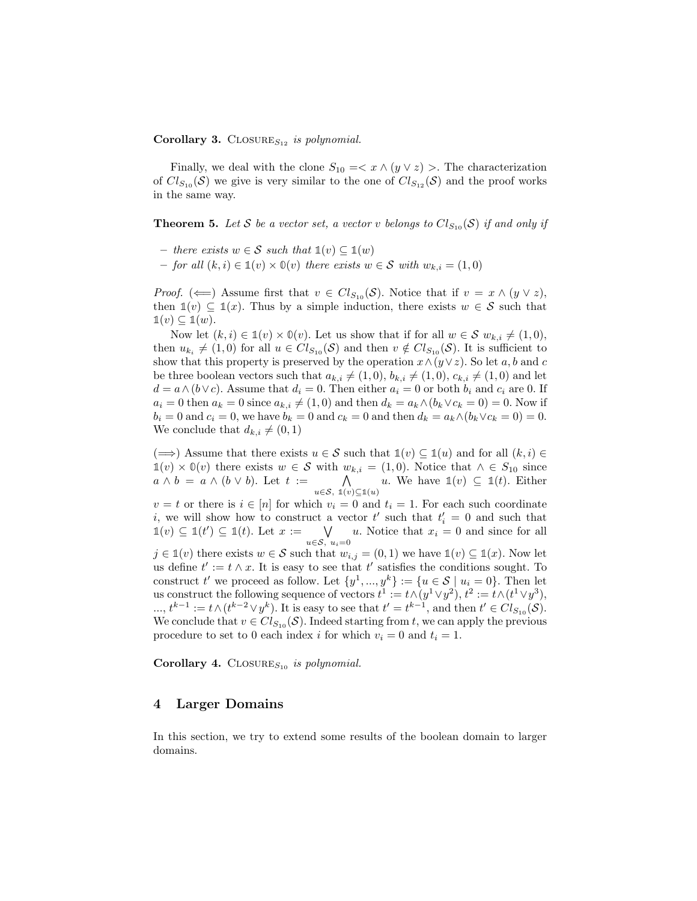**Corollary 3.** $\text{CLOSURE}_{S_{12}}$ *is polynomial.*

Finally, we deal with the clone $S_{10} =< x \wedge (y \vee z) >$. The characterization of $Cl_{S_{10}}(\mathcal{S})$ we give is very similar to the one of $Cl_{S_{12}}(\mathcal{S})$ and the proof works in the same way.

**Theorem 5.** *Let $\mathcal{S}$ be a vector set, a vector $v$ belongs to $Cl_{S_{10}}(\mathcal{S})$ if and only if*

- *there exists $w \in \mathcal{S}$ such that $\mathbb{1}(v) \subseteq \mathbb{1}(w)$*
- *for all $(k, i) \in \mathbb{1}(v) \times \mathbb{0}(v)$ there exists $w \in \mathcal{S}$ with $w_{k,i} = (1, 0)$*

*Proof.* ($\Longleftarrow$) Assume first that $v \in Cl_{S_{10}}(\mathcal{S})$. Notice that if $v = x \wedge (y \vee z)$, then $\mathbb{1}(v) \subseteq \mathbb{1}(x)$. Thus by a simple induction, there exists $w \in \mathcal{S}$ such that $\mathbb{1}(v) \subseteq \mathbb{1}(w)$.

Now let $(k, i) \in \mathbb{1}(v) \times \mathbb{0}(v)$. Let us show that if for all $w \in \mathcal{S}$ $w_{k,i} \neq (1, 0)$, then $u_{k_i} \neq (1, 0)$ for all $u \in Cl_{S_{10}}(\mathcal{S})$ and then $v \notin Cl_{S_{10}}(\mathcal{S})$. It is sufficient to show that this property is preserved by the operation $x \wedge (y \vee z)$. So let $a, b$ and $c$ be three boolean vectors such that $a_{k,i} \neq (1, 0)$, $b_{k,i} \neq (1, 0)$, $c_{k,i} \neq (1, 0)$ and let $d = a \wedge (b \vee c)$. Assume that $d_i = 0$. Then either $a_i = 0$ or both $b_i$ and $c_i$ are 0. If $a_i = 0$ then $a_k = 0$ since $a_{k,i} \neq (1, 0)$ and then $d_k = a_k \wedge (b_k \vee c_k = 0) = 0$. Now if $b_i = 0$ and $c_i = 0$, we have $b_k = 0$ and $c_k = 0$ and then $d_k = a_k \wedge (b_k \vee c_k = 0) = 0$. We conclude that $d_{k,i} \neq (0, 1)$

($\Longrightarrow$) Assume that there exists $u \in \mathcal{S}$ such that $\mathbb{1}(v) \subseteq \mathbb{1}(u)$ and for all $(k, i) \in \mathbb{1}(v) \times \mathbb{0}(v)$ there exists $w \in \mathcal{S}$ with $w_{k,i} = (1, 0)$. Notice that $\wedge \in S_{10}$ since $a \wedge b = a \wedge (b \vee b)$. Let $t := \bigwedge_{u \in \mathcal{S},\ \mathbb{1}(v) \subseteq \mathbb{1}(u)} u$. We have $\mathbb{1}(v) \subseteq \mathbb{1}(t)$. Either $v = t$ or there is $i \in [n]$ for which $v_i = 0$ and $t_i = 1$. For each such coordinate $i$, we will show how to construct a vector $t'$ such that $t'_i = 0$ and such that $\mathbb{1}(v) \subseteq \mathbb{1}(t') \subseteq \mathbb{1}(t)$. Let $x := \bigvee_{u \in \mathcal{S},\ u_i = 0} u$. Notice that $x_i = 0$ and since for all $j \in \mathbb{1}(v)$ there exists $w \in \mathcal{S}$ such that $w_{i,j} = (0, 1)$ we have $\mathbb{1}(v) \subseteq \mathbb{1}(x)$. Now let us define $t' := t \wedge x$. It is easy to see that $t'$ satisfies the conditions sought. To construct $t'$ we proceed as follow. Let $\{y^1, ..., y^k\} := \{u \in \mathcal{S} \mid u_i = 0\}$. Then let us construct the following sequence of vectors $t^1 := t \wedge (y^1 \vee y^2)$, $t^2 := t \wedge (t^1 \vee y^3)$, ..., $t^{k-1} := t \wedge (t^{k-2} \vee y^k)$. It is easy to see that $t' = t^{k-1}$, and then $t' \in Cl_{S_{10}}(\mathcal{S})$. We conclude that $v \in Cl_{S_{10}}(\mathcal{S})$. Indeed starting from $t$, we can apply the previous procedure to set to 0 each index $i$ for which $v_i = 0$ and $t_i = 1$.

**Corollary 4.** $\text{CLOSURE}_{S_{10}}$ *is polynomial.*

## 4 Larger Domains

In this section, we try to extend some results of the boolean domain to larger domains.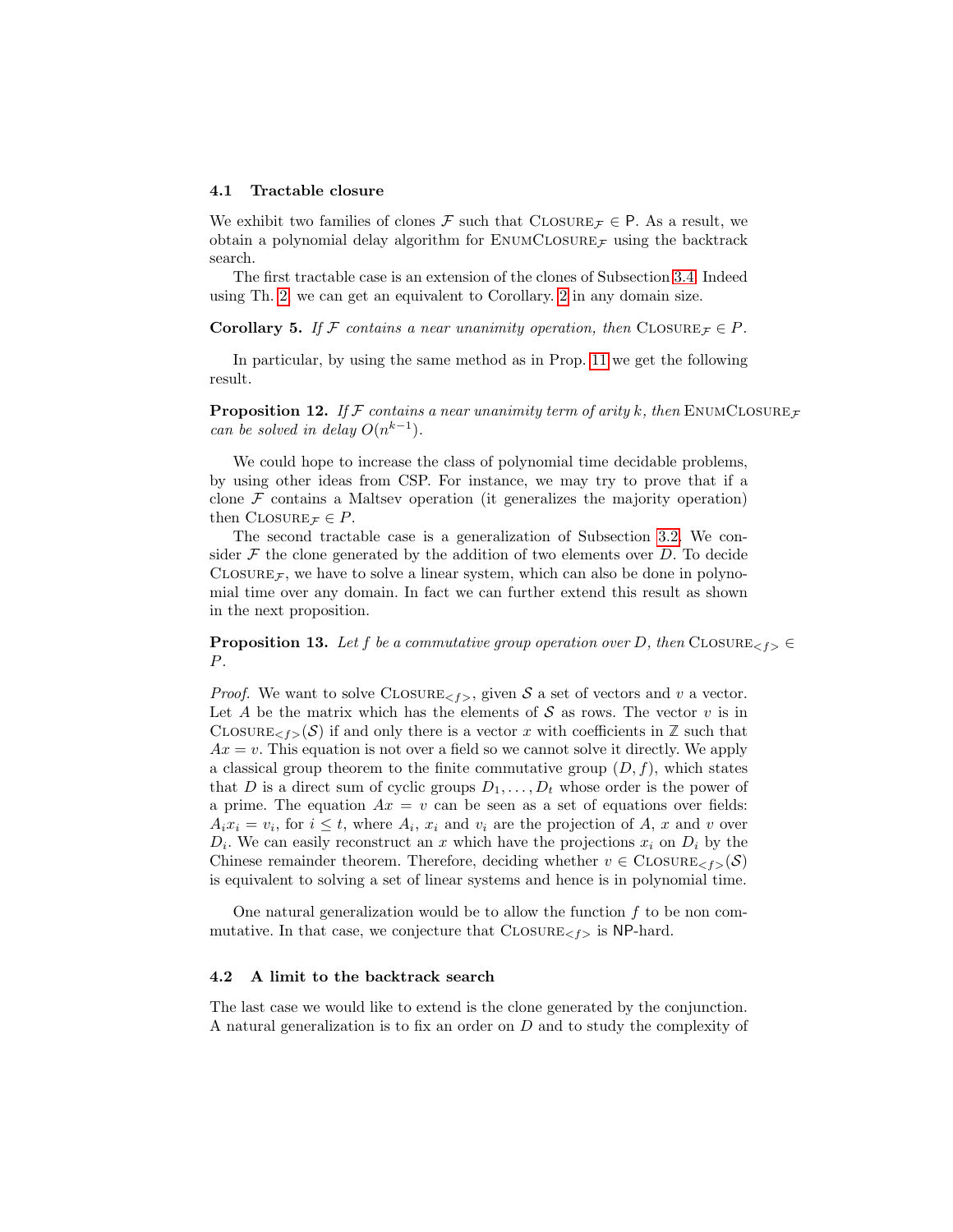### 4.1 Tractable closure

We exhibit two families of clones $\mathcal{F}$ such that $\text{Closure}_{\mathcal{F}} \in \mathsf{P}$. As a result, we obtain a polynomial delay algorithm for $\text{EnumClosure}_{\mathcal{F}}$ using the backtrack search.

The first tractable case is an extension of the clones of Subsection 3.4. Indeed using Th. 2, we can get an equivalent to Corollary. 2 in any domain size.

**Corollary 5.** *If $\mathcal{F}$ contains a near unanimity operation, then $\text{Closure}_{\mathcal{F}} \in P$.*

In particular, by using the same method as in Prop. 11 we get the following result.

**Proposition 12.** *If $\mathcal{F}$ contains a near unanimity term of arity $k$, then $\text{EnumClosure}_{\mathcal{F}}$ can be solved in delay $O(n^{k-1})$.*

We could hope to increase the class of polynomial time decidable problems, by using other ideas from CSP. For instance, we may try to prove that if a clone $\mathcal{F}$ contains a Maltsev operation (it generalizes the majority operation) then $\text{Closure}_{\mathcal{F}} \in P$.

The second tractable case is a generalization of Subsection 3.2. We consider $\mathcal{F}$ the clone generated by the addition of two elements over $D$. To decide $\text{Closure}_{\mathcal{F}}$, we have to solve a linear system, which can also be done in polynomial time over any domain. In fact we can further extend this result as shown in the next proposition.

**Proposition 13.** *Let $f$ be a commutative group operation over $D$, then $\text{Closure}_{<f>} \in P$.*

*Proof.* We want to solve $\text{Closure}_{<f>}$, given $\mathcal{S}$ a set of vectors and $v$ a vector. Let $A$ be the matrix which has the elements of $\mathcal{S}$ as rows. The vector $v$ is in $\text{Closure}_{<f>}(\mathcal{S})$ if and only there is a vector $x$ with coefficients in $\mathbb{Z}$ such that $Ax = v$. This equation is not over a field so we cannot solve it directly. We apply a classical group theorem to the finite commutative group $(D, f)$, which states that $D$ is a direct sum of cyclic groups $D_1, \dots, D_t$ whose order is the power of a prime. The equation $Ax = v$ can be seen as a set of equations over fields: $A_i x_i = v_i$, for $i \leq t$, where $A_i$, $x_i$ and $v_i$ are the projection of $A$, $x$ and $v$ over $D_i$. We can easily reconstruct an $x$ which have the projections $x_i$ on $D_i$ by the Chinese remainder theorem. Therefore, deciding whether $v \in \text{Closure}_{<f>}(\mathcal{S})$ is equivalent to solving a set of linear systems and hence is in polynomial time.

One natural generalization would be to allow the function $f$ to be non commutative. In that case, we conjecture that $\text{Closure}_{<f>}$ is $\mathsf{NP}$-hard.

### 4.2 A limit to the backtrack search

The last case we would like to extend is the clone generated by the conjunction. A natural generalization is to fix an order on $D$ and to study the complexity of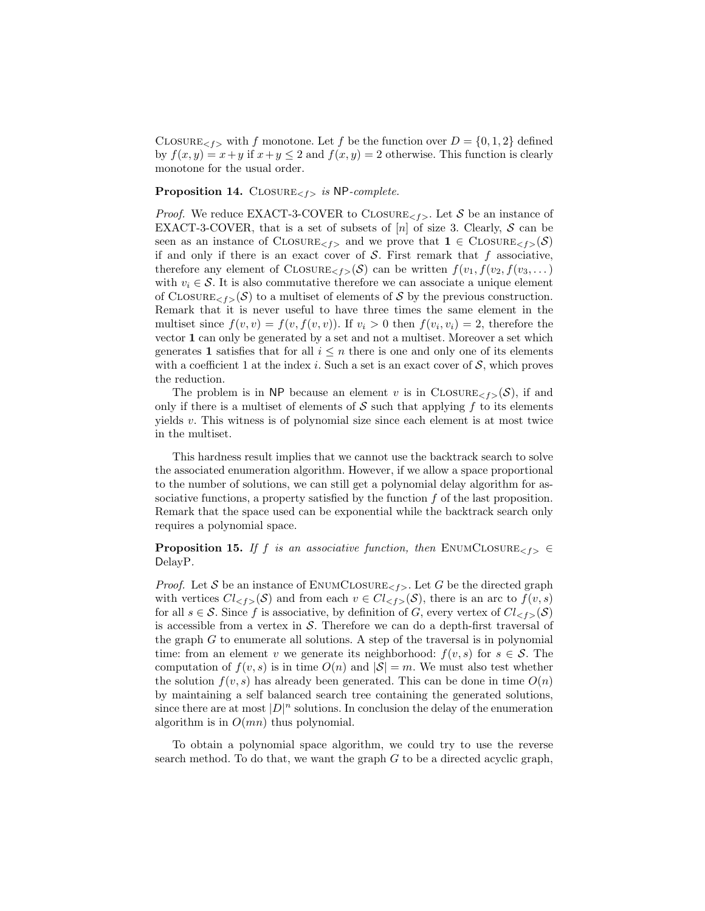$\textsc{Closure}_{<f>}$ with $f$ monotone. Let $f$ be the function over $D = \{0, 1, 2\}$ defined by $f(x, y) = x + y$ if $x + y \leq 2$ and $f(x, y) = 2$ otherwise. This function is clearly monotone for the usual order.

**Proposition 14.** *$\textsc{Closure}_{<f>}$ is* NP*-complete.*

*Proof.* We reduce EXACT-3-COVER to $\textsc{Closure}_{<f>}$. Let $\mathcal{S}$ be an instance of EXACT-3-COVER, that is a set of subsets of $[n]$ of size 3. Clearly, $\mathcal{S}$ can be seen as an instance of $\textsc{Closure}_{<f>}$ and we prove that $\mathbf{1} \in \textsc{Closure}_{<f>}(\mathcal{S})$ if and only if there is an exact cover of $\mathcal{S}$. First remark that $f$ associative, therefore any element of $\textsc{Closure}_{<f>}(\mathcal{S})$ can be written $f(v_1, f(v_2, f(v_3, \dots)$ with $v_i \in \mathcal{S}$. It is also commutative therefore we can associate a unique element of $\textsc{Closure}_{<f>}(\mathcal{S})$ to a multiset of elements of $\mathcal{S}$ by the previous construction. Remark that it is never useful to have three times the same element in the multiset since $f(v, v) = f(v, f(v, v))$. If $v_i > 0$ then $f(v_i, v_i) = 2$, therefore the vector $\mathbf{1}$ can only be generated by a set and not a multiset. Moreover a set which generates $\mathbf{1}$ satisfies that for all $i \leq n$ there is one and only one of its elements with a coefficient 1 at the index $i$. Such a set is an exact cover of $\mathcal{S}$, which proves the reduction.

The problem is in NP because an element $v$ is in $\textsc{Closure}_{<f>}(\mathcal{S})$, if and only if there is a multiset of elements of $\mathcal{S}$ such that applying $f$ to its elements yields $v$. This witness is of polynomial size since each element is at most twice in the multiset.

This hardness result implies that we cannot use the backtrack search to solve the associated enumeration algorithm. However, if we allow a space proportional to the number of solutions, we can still get a polynomial delay algorithm for associative functions, a property satisfied by the function $f$ of the last proposition. Remark that the space used can be exponential while the backtrack search only requires a polynomial space.

**Proposition 15.** *If $f$ is an associative function, then $\textsc{EnumClosure}_{<f>} \in$ DelayP.*

*Proof.* Let $\mathcal{S}$ be an instance of $\textsc{EnumClosure}_{<f>}$. Let $G$ be the directed graph with vertices $Cl_{<f>}(\mathcal{S})$ and from each $v \in Cl_{<f>}(\mathcal{S})$, there is an arc to $f(v, s)$ for all $s \in \mathcal{S}$. Since $f$ is associative, by definition of $G$, every vertex of $Cl_{<f>}(\mathcal{S})$ is accessible from a vertex in $\mathcal{S}$. Therefore we can do a depth-first traversal of the graph $G$ to enumerate all solutions. A step of the traversal is in polynomial time: from an element $v$ we generate its neighborhood: $f(v, s)$ for $s \in \mathcal{S}$. The computation of $f(v, s)$ is in time $O(n)$ and $|\mathcal{S}| = m$. We must also test whether the solution $f(v, s)$ has already been generated. This can be done in time $O(n)$ by maintaining a self balanced search tree containing the generated solutions, since there are at most $|D|^n$ solutions. In conclusion the delay of the enumeration algorithm is in $O(mn)$ thus polynomial.

To obtain a polynomial space algorithm, we could try to use the reverse search method. To do that, we want the graph $G$ to be a directed acyclic graph,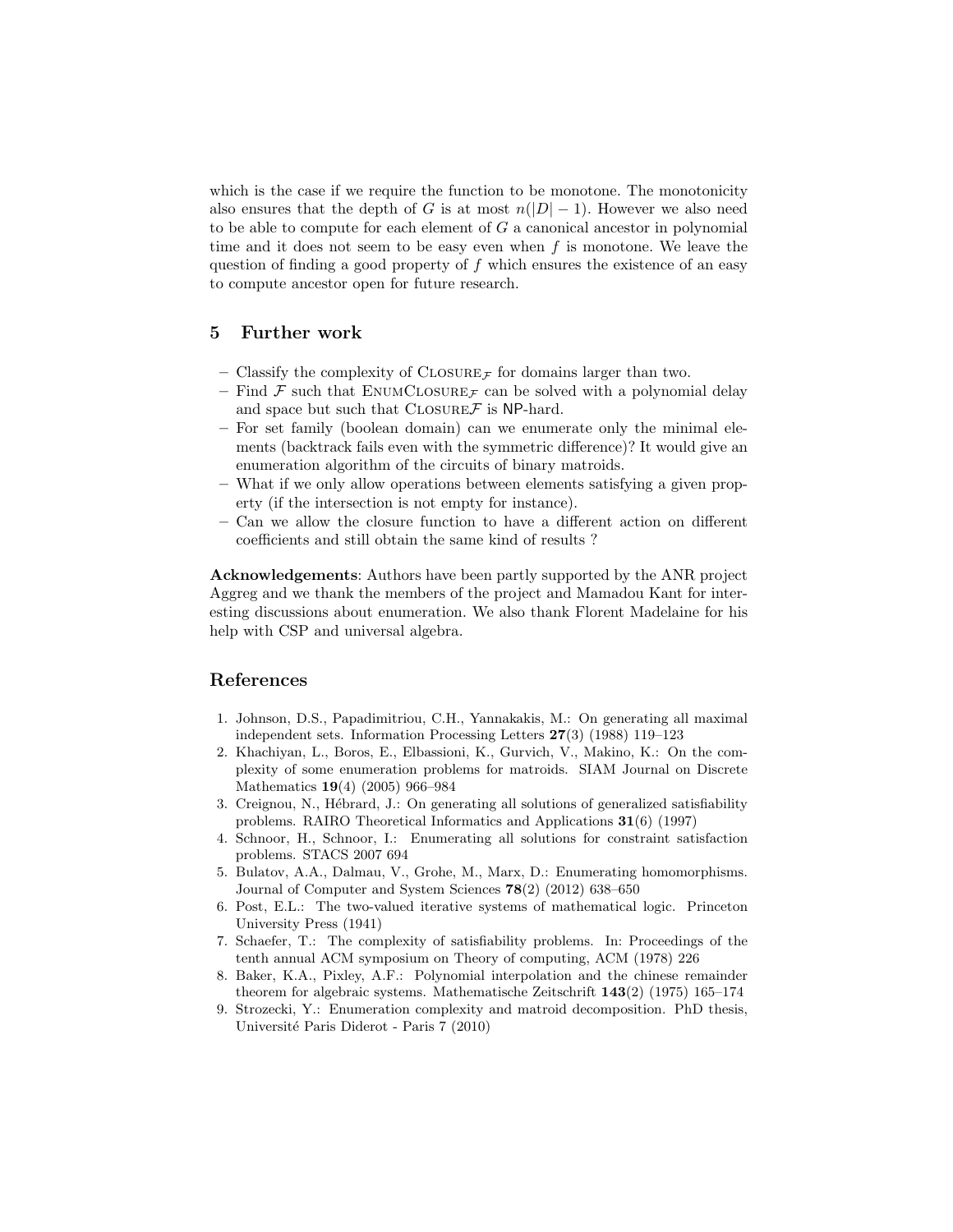which is the case if we require the function to be monotone. The monotonicity also ensures that the depth of $G$ is at most $n(|D|-1)$. However we also need to be able to compute for each element of $G$ a canonical ancestor in polynomial time and it does not seem to be easy even when $f$ is monotone. We leave the question of finding a good property of $f$ which ensures the existence of an easy to compute ancestor open for future research.

## 5 Further work

- Classify the complexity of $\textsc{Closure}_{\mathcal{F}}$ for domains larger than two.
- Find $\mathcal{F}$ such that $\textsc{EnumClosure}_{\mathcal{F}}$ can be solved with a polynomial delay and space but such that $\textsc{Closure}\mathcal{F}$ is $\mathsf{NP}$-hard.
- For set family (boolean domain) can we enumerate only the minimal elements (backtrack fails even with the symmetric difference)? It would give an enumeration algorithm of the circuits of binary matroids.
- What if we only allow operations between elements satisfying a given property (if the intersection is not empty for instance).
- Can we allow the closure function to have a different action on different coefficients and still obtain the same kind of results ?

**Acknowledgements**: Authors have been partly supported by the ANR project Aggreg and we thank the members of the project and Mamadou Kant for interesting discussions about enumeration. We also thank Florent Madelaine for his help with CSP and universal algebra.

## References

1. Johnson, D.S., Papadimitriou, C.H., Yannakakis, M.: On generating all maximal independent sets. Information Processing Letters **27**(3) (1988) 119–123
2. Khachiyan, L., Boros, E., Elbassioni, K., Gurvich, V., Makino, K.: On the complexity of some enumeration problems for matroids. SIAM Journal on Discrete Mathematics **19**(4) (2005) 966–984
3. Creignou, N., Hébrard, J.: On generating all solutions of generalized satisfiability problems. RAIRO Theoretical Informatics and Applications **31**(6) (1997)
4. Schnoor, H., Schnoor, I.: Enumerating all solutions for constraint satisfaction problems. STACS 2007 694
5. Bulatov, A.A., Dalmau, V., Grohe, M., Marx, D.: Enumerating homomorphisms. Journal of Computer and System Sciences **78**(2) (2012) 638–650
6. Post, E.L.: The two-valued iterative systems of mathematical logic. Princeton University Press (1941)
7. Schaefer, T.: The complexity of satisfiability problems. In: Proceedings of the tenth annual ACM symposium on Theory of computing, ACM (1978) 226
8. Baker, K.A., Pixley, A.F.: Polynomial interpolation and the chinese remainder theorem for algebraic systems. Mathematische Zeitschrift **143**(2) (1975) 165–174
9. Strozecki, Y.: Enumeration complexity and matroid decomposition. PhD thesis, Université Paris Diderot - Paris 7 (2010)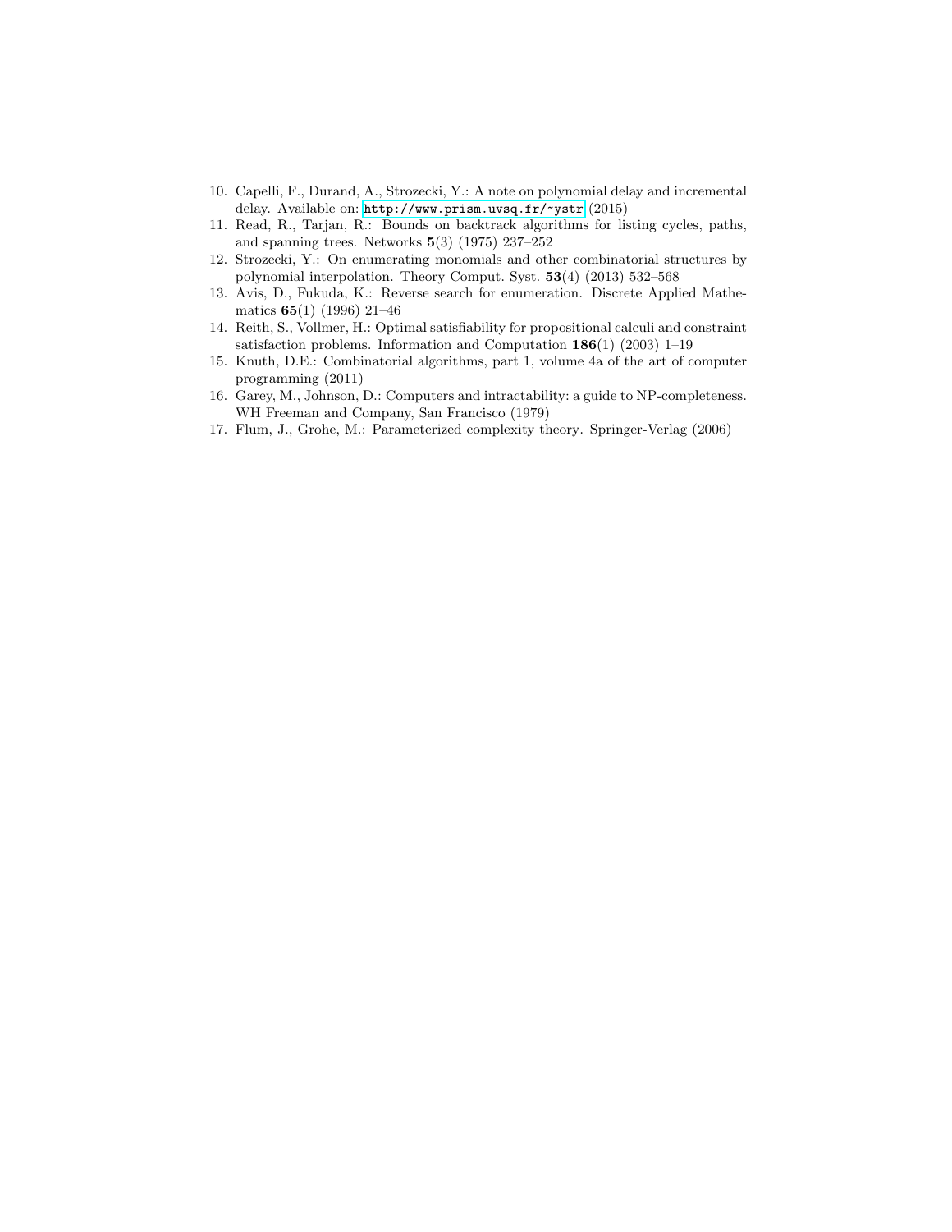10. Capelli, F., Durand, A., Strozecki, Y.: A note on polynomial delay and incremental delay. Available on: http://www.prism.uvsq.fr/~ystr (2015)
11. Read, R., Tarjan, R.: Bounds on backtrack algorithms for listing cycles, paths, and spanning trees. Networks **5**(3) (1975) 237–252
12. Strozecki, Y.: On enumerating monomials and other combinatorial structures by polynomial interpolation. Theory Comput. Syst. **53**(4) (2013) 532–568
13. Avis, D., Fukuda, K.: Reverse search for enumeration. Discrete Applied Mathematics **65**(1) (1996) 21–46
14. Reith, S., Vollmer, H.: Optimal satisfiability for propositional calculi and constraint satisfaction problems. Information and Computation **186**(1) (2003) 1–19
15. Knuth, D.E.: Combinatorial algorithms, part 1, volume 4a of the art of computer programming (2011)
16. Garey, M., Johnson, D.: Computers and intractability: a guide to NP-completeness. WH Freeman and Company, San Francisco (1979)
17. Flum, J., Grohe, M.: Parameterized complexity theory. Springer-Verlag (2006)